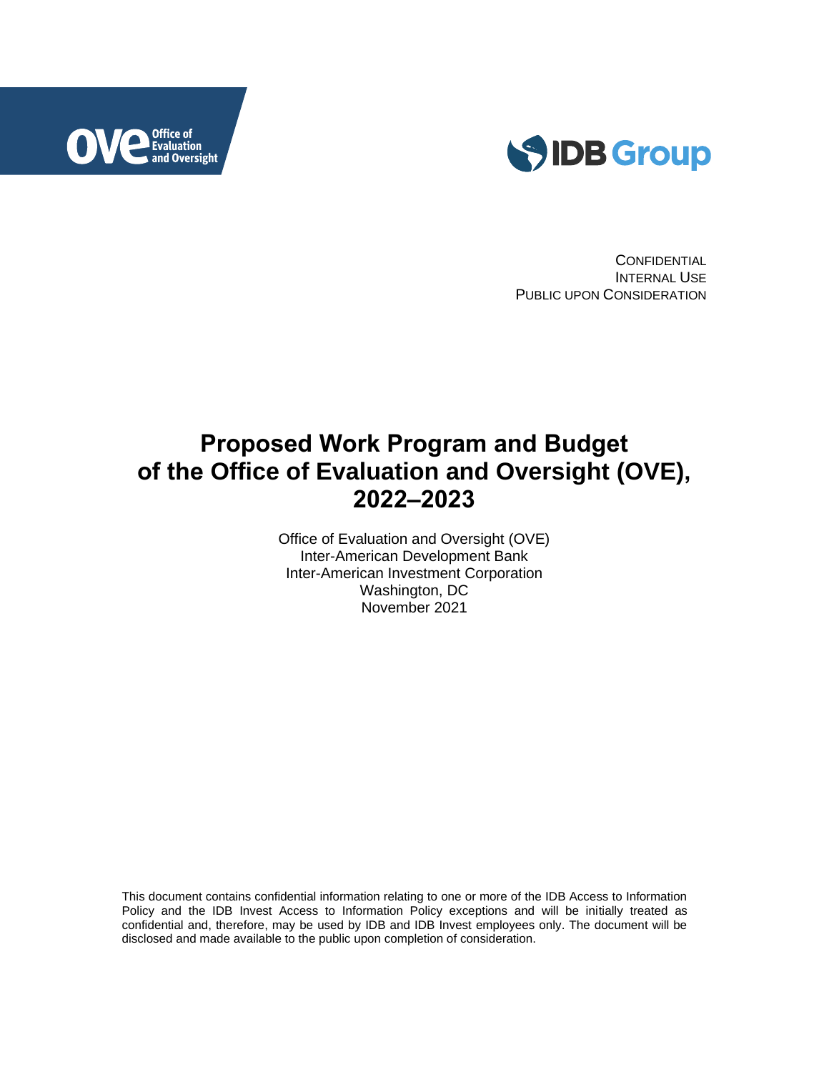CONFIDENTIAL
INTERNAL USE
PUBLIC UPON CONSIDERATION

# Proposed Work Program and Budget of the Office of Evaluation and Oversight (OVE), 2022–2023

Office of Evaluation and Oversight (OVE)
Inter-American Development Bank
Inter-American Investment Corporation
Washington, DC
November 2021

This document contains confidential information relating to one or more of the IDB Access to Information Policy and the IDB Invest Access to Information Policy exceptions and will be initially treated as confidential and, therefore, may be used by IDB and IDB Invest employees only. The document will be disclosed and made available to the public upon completion of consideration.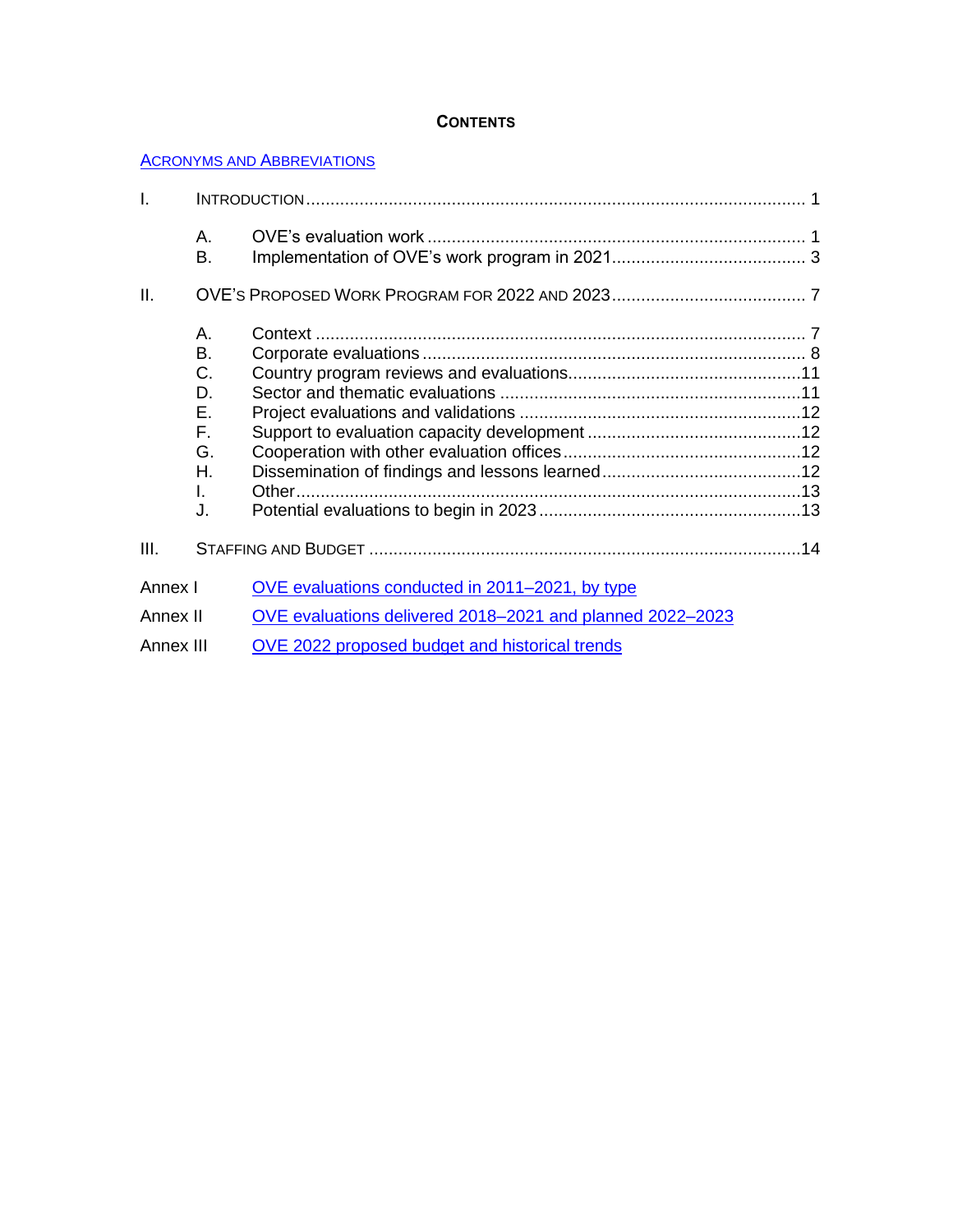## CONTENTS

ACRONYMS AND ABBREVIATIONS

| | | | |
|---|---|---|---|
| I. | INTRODUCTION | | 1 |
| | A. | OVE's evaluation work | 1 |
| | B. | Implementation of OVE's work program in 2021 | 3 |
| II. | OVE'S PROPOSED WORK PROGRAM FOR 2022 AND 2023 | | 7 |
| | A. | Context | 7 |
| | B. | Corporate evaluations | 8 |
| | C. | Country program reviews and evaluations | 11 |
| | D. | Sector and thematic evaluations | 11 |
| | E. | Project evaluations and validations | 12 |
| | F. | Support to evaluation capacity development | 12 |
| | G. | Cooperation with other evaluation offices | 12 |
| | H. | Dissemination of findings and lessons learned | 12 |
| | I. | Other | 13 |
| | J. | Potential evaluations to begin in 2023 | 13 |
| III. | STAFFING AND BUDGET | | 14 |

Annex I — OVE evaluations conducted in 2011–2021, by type

Annex II — OVE evaluations delivered 2018–2021 and planned 2022–2023

Annex III — OVE 2022 proposed budget and historical trends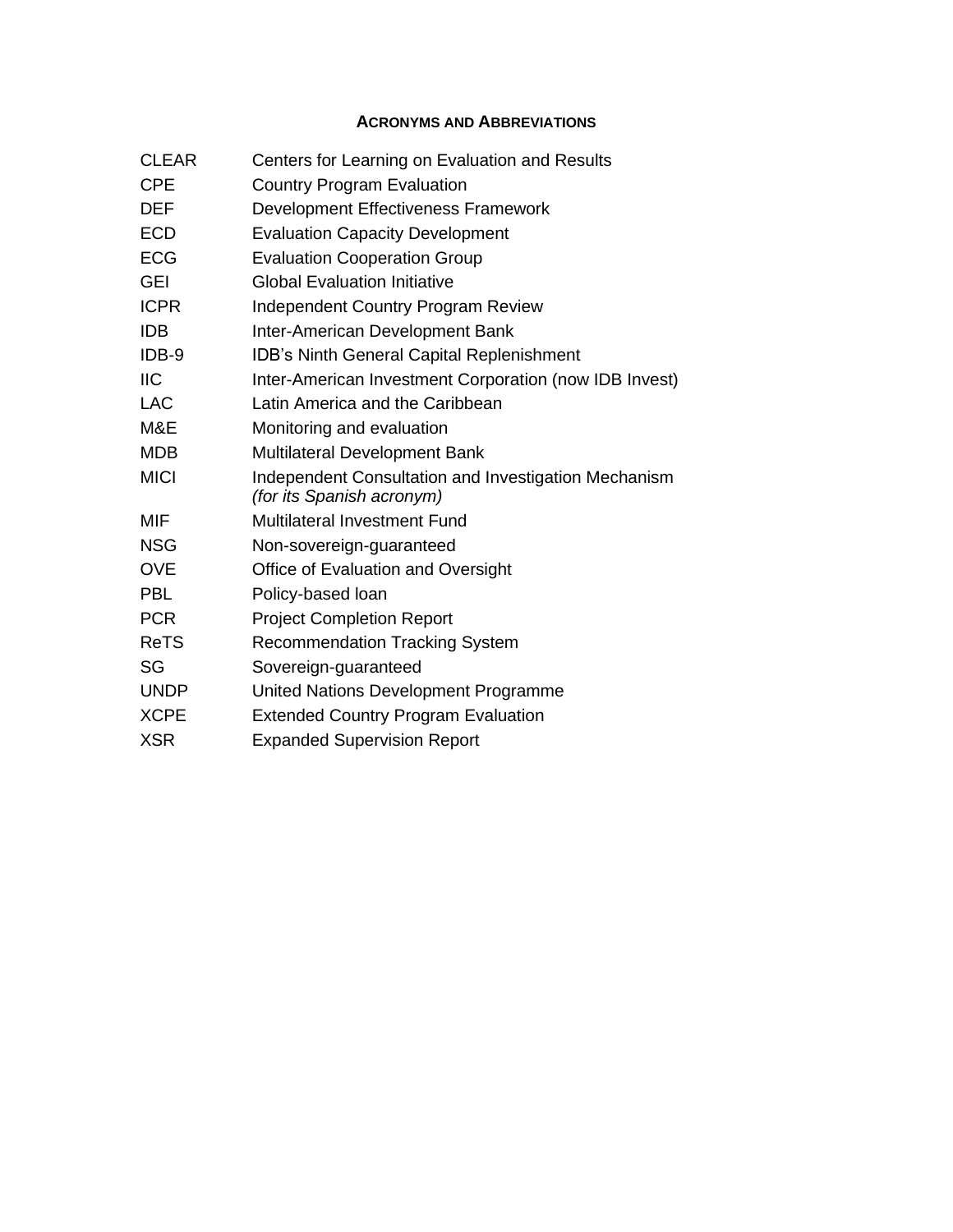## Acronyms and Abbreviations

| | |
|---|---|
| CLEAR | Centers for Learning on Evaluation and Results |
| CPE | Country Program Evaluation |
| DEF | Development Effectiveness Framework |
| ECD | Evaluation Capacity Development |
| ECG | Evaluation Cooperation Group |
| GEI | Global Evaluation Initiative |
| ICPR | Independent Country Program Review |
| IDB | Inter-American Development Bank |
| IDB-9 | IDB's Ninth General Capital Replenishment |
| IIC | Inter-American Investment Corporation (now IDB Invest) |
| LAC | Latin America and the Caribbean |
| M&E | Monitoring and evaluation |
| MDB | Multilateral Development Bank |
| MICI | Independent Consultation and Investigation Mechanism *(for its Spanish acronym)* |
| MIF | Multilateral Investment Fund |
| NSG | Non-sovereign-guaranteed |
| OVE | Office of Evaluation and Oversight |
| PBL | Policy-based loan |
| PCR | Project Completion Report |
| ReTS | Recommendation Tracking System |
| SG | Sovereign-guaranteed |
| UNDP | United Nations Development Programme |
| XCPE | Extended Country Program Evaluation |
| XSR | Expanded Supervision Report |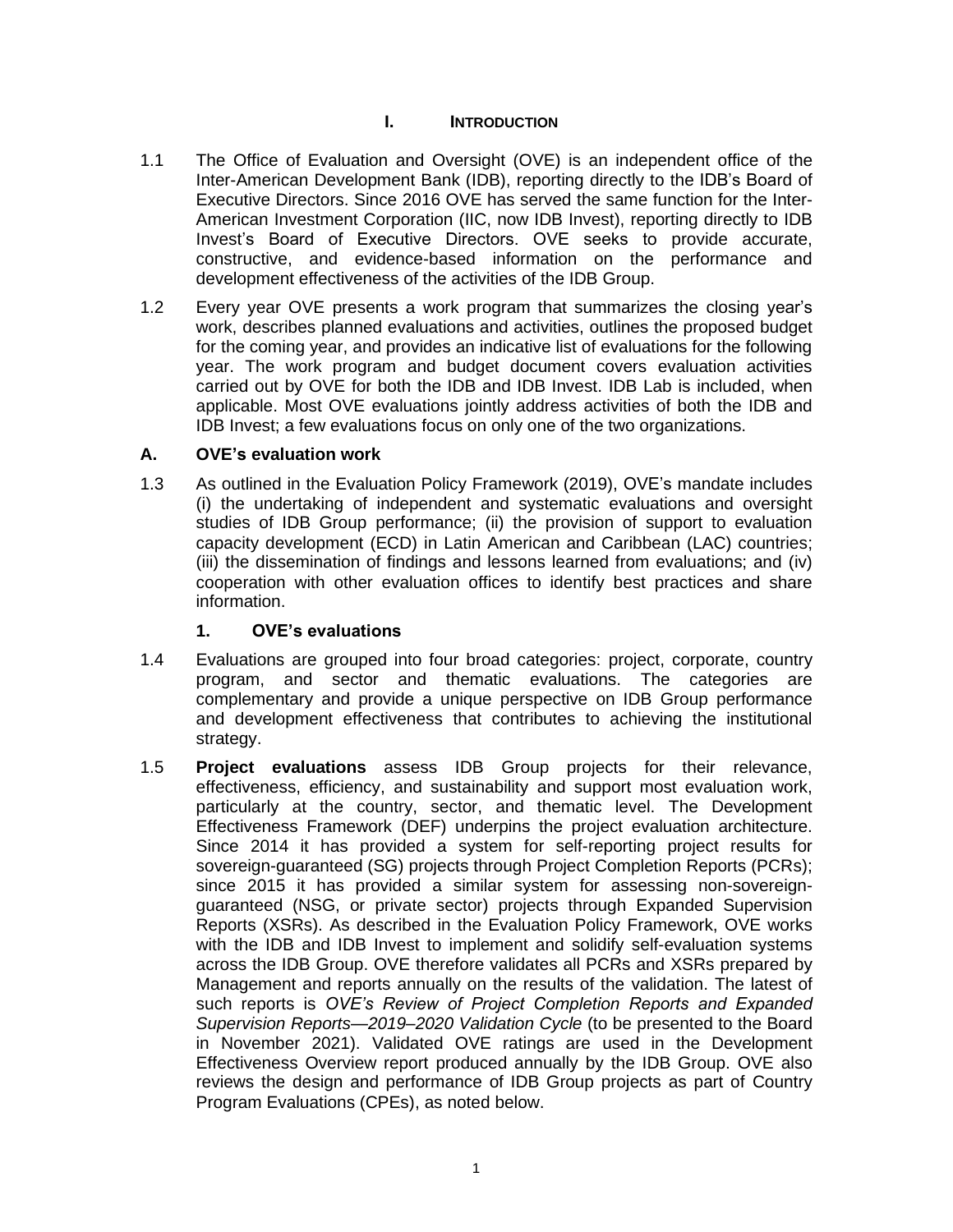# I. INTRODUCTION

1.1 The Office of Evaluation and Oversight (OVE) is an independent office of the Inter-American Development Bank (IDB), reporting directly to the IDB's Board of Executive Directors. Since 2016 OVE has served the same function for the Inter-American Investment Corporation (IIC, now IDB Invest), reporting directly to IDB Invest's Board of Executive Directors. OVE seeks to provide accurate, constructive, and evidence-based information on the performance and development effectiveness of the activities of the IDB Group.

1.2 Every year OVE presents a work program that summarizes the closing year's work, describes planned evaluations and activities, outlines the proposed budget for the coming year, and provides an indicative list of evaluations for the following year. The work program and budget document covers evaluation activities carried out by OVE for both the IDB and IDB Invest. IDB Lab is included, when applicable. Most OVE evaluations jointly address activities of both the IDB and IDB Invest; a few evaluations focus on only one of the two organizations.

## A. OVE's evaluation work

1.3 As outlined in the Evaluation Policy Framework (2019), OVE's mandate includes (i) the undertaking of independent and systematic evaluations and oversight studies of IDB Group performance; (ii) the provision of support to evaluation capacity development (ECD) in Latin American and Caribbean (LAC) countries; (iii) the dissemination of findings and lessons learned from evaluations; and (iv) cooperation with other evaluation offices to identify best practices and share information.

### 1. OVE's evaluations

1.4 Evaluations are grouped into four broad categories: project, corporate, country program, and sector and thematic evaluations. The categories are complementary and provide a unique perspective on IDB Group performance and development effectiveness that contributes to achieving the institutional strategy.

1.5 **Project evaluations** assess IDB Group projects for their relevance, effectiveness, efficiency, and sustainability and support most evaluation work, particularly at the country, sector, and thematic level. The Development Effectiveness Framework (DEF) underpins the project evaluation architecture. Since 2014 it has provided a system for self-reporting project results for sovereign-guaranteed (SG) projects through Project Completion Reports (PCRs); since 2015 it has provided a similar system for assessing non-sovereign-guaranteed (NSG, or private sector) projects through Expanded Supervision Reports (XSRs). As described in the Evaluation Policy Framework, OVE works with the IDB and IDB Invest to implement and solidify self-evaluation systems across the IDB Group. OVE therefore validates all PCRs and XSRs prepared by Management and reports annually on the results of the validation. The latest of such reports is *OVE's Review of Project Completion Reports and Expanded Supervision Reports—2019–2020 Validation Cycle* (to be presented to the Board in November 2021). Validated OVE ratings are used in the Development Effectiveness Overview report produced annually by the IDB Group. OVE also reviews the design and performance of IDB Group projects as part of Country Program Evaluations (CPEs), as noted below.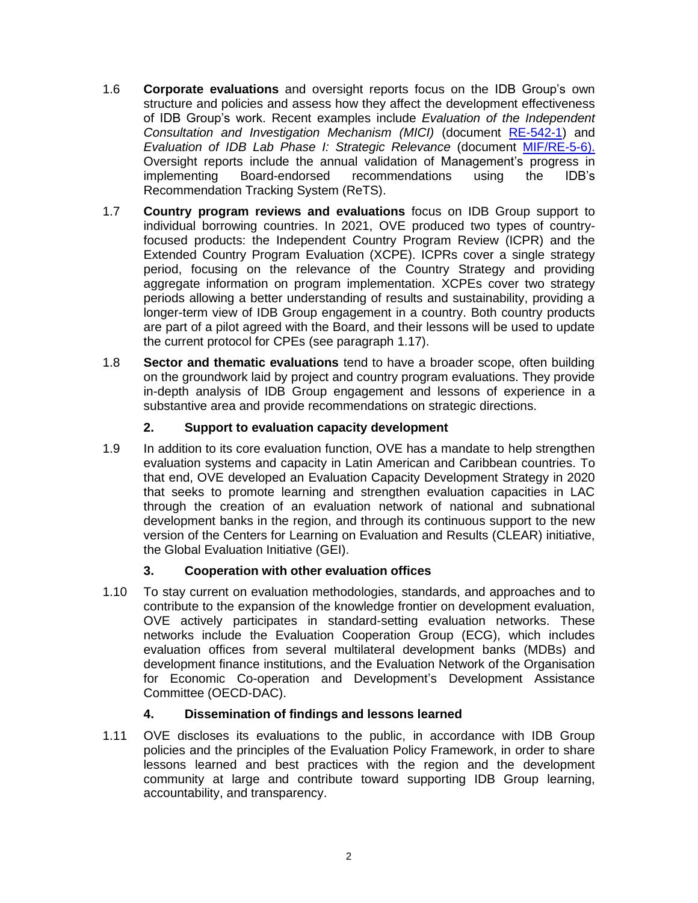1.6 **Corporate evaluations** and oversight reports focus on the IDB Group's own structure and policies and assess how they affect the development effectiveness of IDB Group's work. Recent examples include *Evaluation of the Independent Consultation and Investigation Mechanism (MICI)* (document RE-542-1) and *Evaluation of IDB Lab Phase I: Strategic Relevance* (document MIF/RE-5-6). Oversight reports include the annual validation of Management's progress in implementing Board-endorsed recommendations using the IDB's Recommendation Tracking System (ReTS).

1.7 **Country program reviews and evaluations** focus on IDB Group support to individual borrowing countries. In 2021, OVE produced two types of country-focused products: the Independent Country Program Review (ICPR) and the Extended Country Program Evaluation (XCPE). ICPRs cover a single strategy period, focusing on the relevance of the Country Strategy and providing aggregate information on program implementation. XCPEs cover two strategy periods allowing a better understanding of results and sustainability, providing a longer-term view of IDB Group engagement in a country. Both country products are part of a pilot agreed with the Board, and their lessons will be used to update the current protocol for CPEs (see paragraph 1.17).

1.8 **Sector and thematic evaluations** tend to have a broader scope, often building on the groundwork laid by project and country program evaluations. They provide in-depth analysis of IDB Group engagement and lessons of experience in a substantive area and provide recommendations on strategic directions.

### 2. Support to evaluation capacity development

1.9 In addition to its core evaluation function, OVE has a mandate to help strengthen evaluation systems and capacity in Latin American and Caribbean countries. To that end, OVE developed an Evaluation Capacity Development Strategy in 2020 that seeks to promote learning and strengthen evaluation capacities in LAC through the creation of an evaluation network of national and subnational development banks in the region, and through its continuous support to the new version of the Centers for Learning on Evaluation and Results (CLEAR) initiative, the Global Evaluation Initiative (GEI).

### 3. Cooperation with other evaluation offices

1.10 To stay current on evaluation methodologies, standards, and approaches and to contribute to the expansion of the knowledge frontier on development evaluation, OVE actively participates in standard-setting evaluation networks. These networks include the Evaluation Cooperation Group (ECG), which includes evaluation offices from several multilateral development banks (MDBs) and development finance institutions, and the Evaluation Network of the Organisation for Economic Co-operation and Development's Development Assistance Committee (OECD-DAC).

### 4. Dissemination of findings and lessons learned

1.11 OVE discloses its evaluations to the public, in accordance with IDB Group policies and the principles of the Evaluation Policy Framework, in order to share lessons learned and best practices with the region and the development community at large and contribute toward supporting IDB Group learning, accountability, and transparency.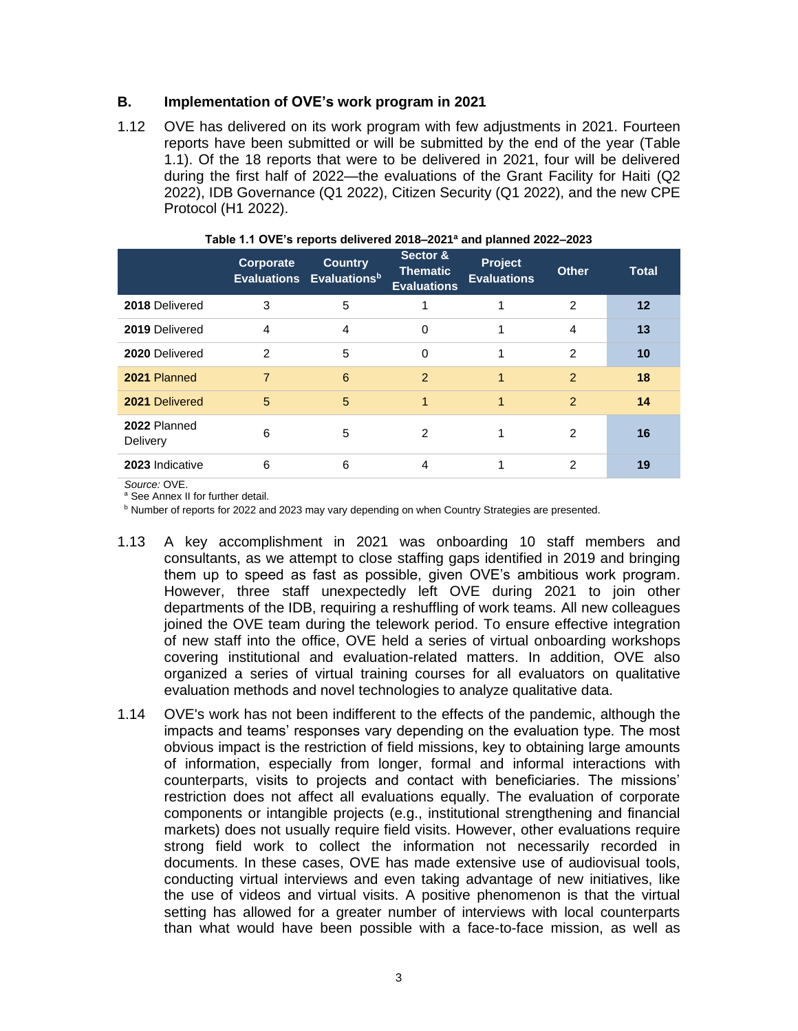## B. Implementation of OVE's work program in 2021

1.12 OVE has delivered on its work program with few adjustments in 2021. Fourteen reports have been submitted or will be submitted by the end of the year (Table 1.1). Of the 18 reports that were to be delivered in 2021, four will be delivered during the first half of 2022—the evaluations of the Grant Facility for Haiti (Q2 2022), IDB Governance (Q1 2022), Citizen Security (Q1 2022), and the new CPE Protocol (H1 2022).

**Table 1.1 OVE's reports delivered 2018–2021[a] and planned 2022–2023**

| | Corporate Evaluations | Country Evaluations[b] | Sector & Thematic Evaluations | Project Evaluations | Other | Total |
|---|---|---|---|---|---|---|
| **2018** Delivered | 3 | 5 | 1 | 1 | 2 | **12** |
| **2019** Delivered | 4 | 4 | 0 | 1 | 4 | **13** |
| **2020** Delivered | 2 | 5 | 0 | 1 | 2 | **10** |
| **2021** Planned | 7 | 6 | 2 | 1 | 2 | **18** |
| **2021** Delivered | 5 | 5 | 1 | 1 | 2 | **14** |
| **2022** Planned Delivery | 6 | 5 | 2 | 1 | 2 | **16** |
| **2023** Indicative | 6 | 6 | 4 | 1 | 2 | **19** |

*Source:* OVE.
[a] See Annex II for further detail.
[b] Number of reports for 2022 and 2023 may vary depending on when Country Strategies are presented.

1.13 A key accomplishment in 2021 was onboarding 10 staff members and consultants, as we attempt to close staffing gaps identified in 2019 and bringing them up to speed as fast as possible, given OVE's ambitious work program. However, three staff unexpectedly left OVE during 2021 to join other departments of the IDB, requiring a reshuffling of work teams. All new colleagues joined the OVE team during the telework period. To ensure effective integration of new staff into the office, OVE held a series of virtual onboarding workshops covering institutional and evaluation-related matters. In addition, OVE also organized a series of virtual training courses for all evaluators on qualitative evaluation methods and novel technologies to analyze qualitative data.

1.14 OVE's work has not been indifferent to the effects of the pandemic, although the impacts and teams' responses vary depending on the evaluation type. The most obvious impact is the restriction of field missions, key to obtaining large amounts of information, especially from longer, formal and informal interactions with counterparts, visits to projects and contact with beneficiaries. The missions' restriction does not affect all evaluations equally. The evaluation of corporate components or intangible projects (e.g., institutional strengthening and financial markets) does not usually require field visits. However, other evaluations require strong field work to collect the information not necessarily recorded in documents. In these cases, OVE has made extensive use of audiovisual tools, conducting virtual interviews and even taking advantage of new initiatives, like the use of videos and virtual visits. A positive phenomenon is that the virtual setting has allowed for a greater number of interviews with local counterparts than what would have been possible with a face-to-face mission, as well as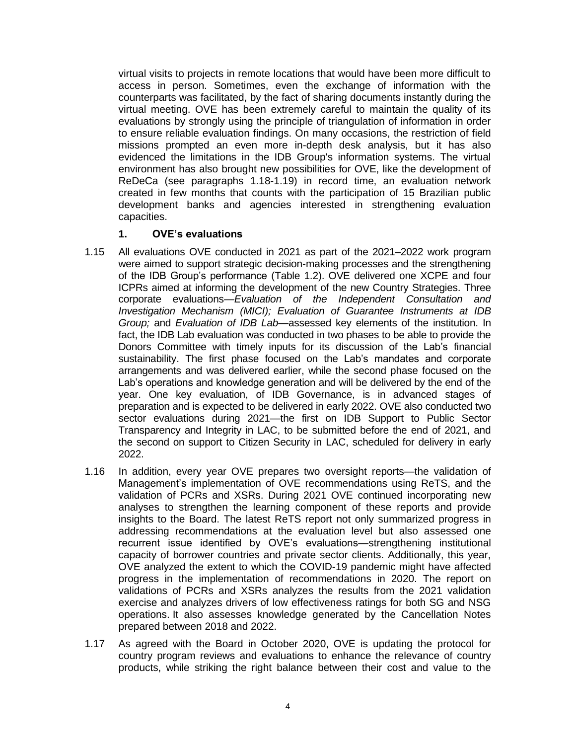virtual visits to projects in remote locations that would have been more difficult to access in person. Sometimes, even the exchange of information with the counterparts was facilitated, by the fact of sharing documents instantly during the virtual meeting. OVE has been extremely careful to maintain the quality of its evaluations by strongly using the principle of triangulation of information in order to ensure reliable evaluation findings. On many occasions, the restriction of field missions prompted an even more in-depth desk analysis, but it has also evidenced the limitations in the IDB Group's information systems. The virtual environment has also brought new possibilities for OVE, like the development of ReDeCa (see paragraphs 1.18-1.19) in record time, an evaluation network created in few months that counts with the participation of 15 Brazilian public development banks and agencies interested in strengthening evaluation capacities.

### 1. OVE's evaluations

1.15 All evaluations OVE conducted in 2021 as part of the 2021–2022 work program were aimed to support strategic decision-making processes and the strengthening of the IDB Group's performance (Table 1.2). OVE delivered one XCPE and four ICPRs aimed at informing the development of the new Country Strategies. Three corporate evaluations—*Evaluation of the Independent Consultation and Investigation Mechanism (MICI); Evaluation of Guarantee Instruments at IDB Group;* and *Evaluation of IDB Lab*—assessed key elements of the institution. In fact, the IDB Lab evaluation was conducted in two phases to be able to provide the Donors Committee with timely inputs for its discussion of the Lab's financial sustainability. The first phase focused on the Lab's mandates and corporate arrangements and was delivered earlier, while the second phase focused on the Lab's operations and knowledge generation and will be delivered by the end of the year. One key evaluation, of IDB Governance, is in advanced stages of preparation and is expected to be delivered in early 2022. OVE also conducted two sector evaluations during 2021—the first on IDB Support to Public Sector Transparency and Integrity in LAC, to be submitted before the end of 2021, and the second on support to Citizen Security in LAC, scheduled for delivery in early 2022.

1.16 In addition, every year OVE prepares two oversight reports—the validation of Management's implementation of OVE recommendations using ReTS, and the validation of PCRs and XSRs. During 2021 OVE continued incorporating new analyses to strengthen the learning component of these reports and provide insights to the Board. The latest ReTS report not only summarized progress in addressing recommendations at the evaluation level but also assessed one recurrent issue identified by OVE's evaluations—strengthening institutional capacity of borrower countries and private sector clients. Additionally, this year, OVE analyzed the extent to which the COVID-19 pandemic might have affected progress in the implementation of recommendations in 2020. The report on validations of PCRs and XSRs analyzes the results from the 2021 validation exercise and analyzes drivers of low effectiveness ratings for both SG and NSG operations. It also assesses knowledge generated by the Cancellation Notes prepared between 2018 and 2022.

1.17 As agreed with the Board in October 2020, OVE is updating the protocol for country program reviews and evaluations to enhance the relevance of country products, while striking the right balance between their cost and value to the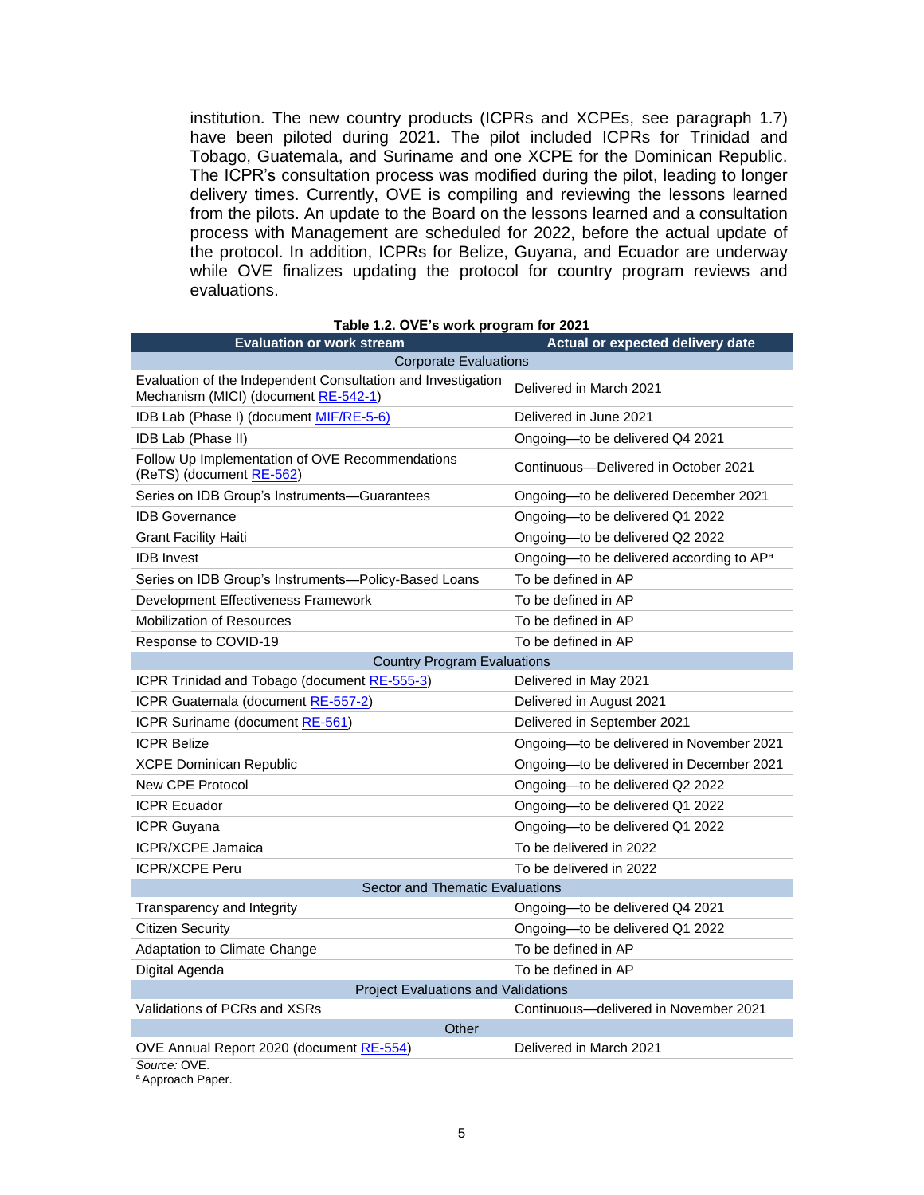institution. The new country products (ICPRs and XCPEs, see paragraph 1.7) have been piloted during 2021. The pilot included ICPRs for Trinidad and Tobago, Guatemala, and Suriname and one XCPE for the Dominican Republic. The ICPR's consultation process was modified during the pilot, leading to longer delivery times. Currently, OVE is compiling and reviewing the lessons learned from the pilots. An update to the Board on the lessons learned and a consultation process with Management are scheduled for 2022, before the actual update of the protocol. In addition, ICPRs for Belize, Guyana, and Ecuador are underway while OVE finalizes updating the protocol for country program reviews and evaluations.

**Table 1.2. OVE's work program for 2021**

| Evaluation or work stream | Actual or expected delivery date |
|---|---|
| **Corporate Evaluations** | |
| Evaluation of the Independent Consultation and Investigation Mechanism (MICI) (document RE-542-1) | Delivered in March 2021 |
| IDB Lab (Phase I) (document MIF/RE-5-6) | Delivered in June 2021 |
| IDB Lab (Phase II) | Ongoing—to be delivered Q4 2021 |
| Follow Up Implementation of OVE Recommendations (ReTS) (document RE-562) | Continuous—Delivered in October 2021 |
| Series on IDB Group's Instruments—Guarantees | Ongoing—to be delivered December 2021 |
| IDB Governance | Ongoing—to be delivered Q1 2022 |
| Grant Facility Haiti | Ongoing—to be delivered Q2 2022 |
| IDB Invest | Ongoing—to be delivered according to AP[a] |
| Series on IDB Group's Instruments—Policy-Based Loans | To be defined in AP |
| Development Effectiveness Framework | To be defined in AP |
| Mobilization of Resources | To be defined in AP |
| Response to COVID-19 | To be defined in AP |
| **Country Program Evaluations** | |
| ICPR Trinidad and Tobago (document RE-555-3) | Delivered in May 2021 |
| ICPR Guatemala (document RE-557-2) | Delivered in August 2021 |
| ICPR Suriname (document RE-561) | Delivered in September 2021 |
| ICPR Belize | Ongoing—to be delivered in November 2021 |
| XCPE Dominican Republic | Ongoing—to be delivered in December 2021 |
| New CPE Protocol | Ongoing—to be delivered Q2 2022 |
| ICPR Ecuador | Ongoing—to be delivered Q1 2022 |
| ICPR Guyana | Ongoing—to be delivered Q1 2022 |
| ICPR/XCPE Jamaica | To be delivered in 2022 |
| ICPR/XCPE Peru | To be delivered in 2022 |
| **Sector and Thematic Evaluations** | |
| Transparency and Integrity | Ongoing—to be delivered Q4 2021 |
| Citizen Security | Ongoing—to be delivered Q1 2022 |
| Adaptation to Climate Change | To be defined in AP |
| Digital Agenda | To be defined in AP |
| **Project Evaluations and Validations** | |
| Validations of PCRs and XSRs | Continuous—delivered in November 2021 |
| **Other** | |
| OVE Annual Report 2020 (document RE-554) | Delivered in March 2021 |

*Source:* OVE.
[a] Approach Paper.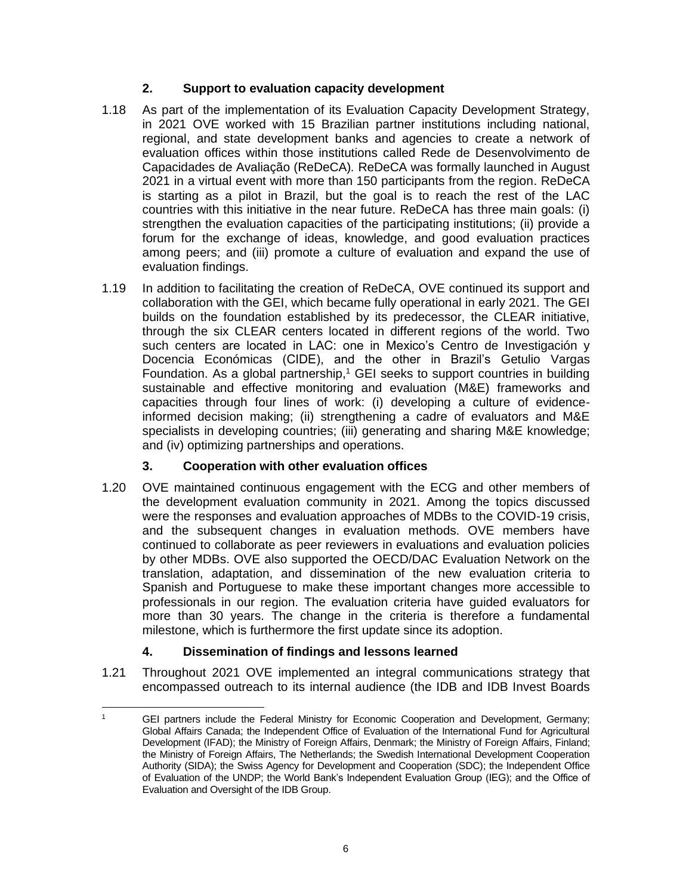### 2. Support to evaluation capacity development

1.18 As part of the implementation of its Evaluation Capacity Development Strategy, in 2021 OVE worked with 15 Brazilian partner institutions including national, regional, and state development banks and agencies to create a network of evaluation offices within those institutions called Rede de Desenvolvimento de Capacidades de Avaliação (ReDeCA). ReDeCA was formally launched in August 2021 in a virtual event with more than 150 participants from the region. ReDeCA is starting as a pilot in Brazil, but the goal is to reach the rest of the LAC countries with this initiative in the near future. ReDeCA has three main goals: (i) strengthen the evaluation capacities of the participating institutions; (ii) provide a forum for the exchange of ideas, knowledge, and good evaluation practices among peers; and (iii) promote a culture of evaluation and expand the use of evaluation findings.

1.19 In addition to facilitating the creation of ReDeCA, OVE continued its support and collaboration with the GEI, which became fully operational in early 2021. The GEI builds on the foundation established by its predecessor, the CLEAR initiative, through the six CLEAR centers located in different regions of the world. Two such centers are located in LAC: one in Mexico's Centro de Investigación y Docencia Económicas (CIDE), and the other in Brazil's Getulio Vargas Foundation. As a global partnership,[1] GEI seeks to support countries in building sustainable and effective monitoring and evaluation (M&E) frameworks and capacities through four lines of work: (i) developing a culture of evidence-informed decision making; (ii) strengthening a cadre of evaluators and M&E specialists in developing countries; (iii) generating and sharing M&E knowledge; and (iv) optimizing partnerships and operations.

### 3. Cooperation with other evaluation offices

1.20 OVE maintained continuous engagement with the ECG and other members of the development evaluation community in 2021. Among the topics discussed were the responses and evaluation approaches of MDBs to the COVID-19 crisis, and the subsequent changes in evaluation methods. OVE members have continued to collaborate as peer reviewers in evaluations and evaluation policies by other MDBs. OVE also supported the OECD/DAC Evaluation Network on the translation, adaptation, and dissemination of the new evaluation criteria to Spanish and Portuguese to make these important changes more accessible to professionals in our region. The evaluation criteria have guided evaluators for more than 30 years. The change in the criteria is therefore a fundamental milestone, which is furthermore the first update since its adoption.

### 4. Dissemination of findings and lessons learned

1.21 Throughout 2021 OVE implemented an integral communications strategy that encompassed outreach to its internal audience (the IDB and IDB Invest Boards

---

[1] GEI partners include the Federal Ministry for Economic Cooperation and Development, Germany; Global Affairs Canada; the Independent Office of Evaluation of the International Fund for Agricultural Development (IFAD); the Ministry of Foreign Affairs, Denmark; the Ministry of Foreign Affairs, Finland; the Ministry of Foreign Affairs, The Netherlands; the Swedish International Development Cooperation Authority (SIDA); the Swiss Agency for Development and Cooperation (SDC); the Independent Office of Evaluation of the UNDP; the World Bank's Independent Evaluation Group (IEG); and the Office of Evaluation and Oversight of the IDB Group.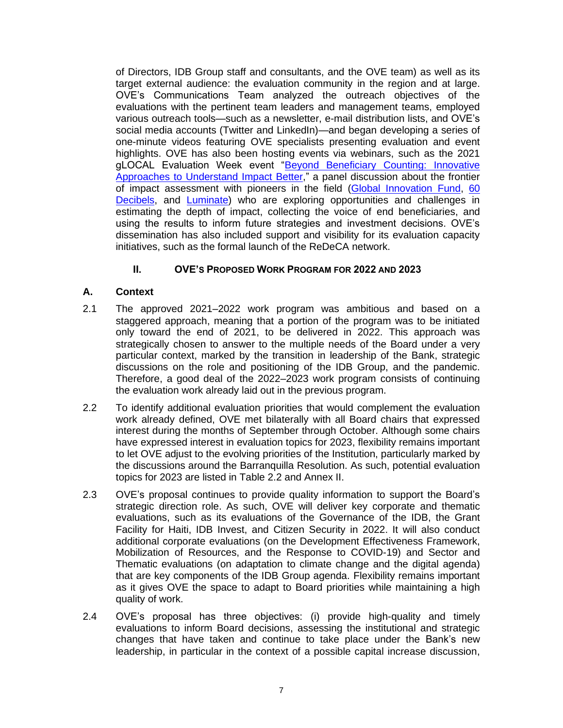of Directors, IDB Group staff and consultants, and the OVE team) as well as its target external audience: the evaluation community in the region and at large. OVE's Communications Team analyzed the outreach objectives of the evaluations with the pertinent team leaders and management teams, employed various outreach tools—such as a newsletter, e-mail distribution lists, and OVE's social media accounts (Twitter and LinkedIn)—and began developing a series of one-minute videos featuring OVE specialists presenting evaluation and event highlights. OVE has also been hosting events via webinars, such as the 2021 gLOCAL Evaluation Week event "Beyond Beneficiary Counting: Innovative Approaches to Understand Impact Better," a panel discussion about the frontier of impact assessment with pioneers in the field (Global Innovation Fund, 60 Decibels, and Luminate) who are exploring opportunities and challenges in estimating the depth of impact, collecting the voice of end beneficiaries, and using the results to inform future strategies and investment decisions. OVE's dissemination has also included support and visibility for its evaluation capacity initiatives, such as the formal launch of the ReDeCA network.

## II. OVE's Proposed Work Program for 2022 and 2023

### A. Context

2.1 The approved 2021–2022 work program was ambitious and based on a staggered approach, meaning that a portion of the program was to be initiated only toward the end of 2021, to be delivered in 2022. This approach was strategically chosen to answer to the multiple needs of the Board under a very particular context, marked by the transition in leadership of the Bank, strategic discussions on the role and positioning of the IDB Group, and the pandemic. Therefore, a good deal of the 2022–2023 work program consists of continuing the evaluation work already laid out in the previous program.

2.2 To identify additional evaluation priorities that would complement the evaluation work already defined, OVE met bilaterally with all Board chairs that expressed interest during the months of September through October. Although some chairs have expressed interest in evaluation topics for 2023, flexibility remains important to let OVE adjust to the evolving priorities of the Institution, particularly marked by the discussions around the Barranquilla Resolution. As such, potential evaluation topics for 2023 are listed in Table 2.2 and Annex II.

2.3 OVE's proposal continues to provide quality information to support the Board's strategic direction role. As such, OVE will deliver key corporate and thematic evaluations, such as its evaluations of the Governance of the IDB, the Grant Facility for Haiti, IDB Invest, and Citizen Security in 2022. It will also conduct additional corporate evaluations (on the Development Effectiveness Framework, Mobilization of Resources, and the Response to COVID-19) and Sector and Thematic evaluations (on adaptation to climate change and the digital agenda) that are key components of the IDB Group agenda. Flexibility remains important as it gives OVE the space to adapt to Board priorities while maintaining a high quality of work.

2.4 OVE's proposal has three objectives: (i) provide high-quality and timely evaluations to inform Board decisions, assessing the institutional and strategic changes that have taken and continue to take place under the Bank's new leadership, in particular in the context of a possible capital increase discussion,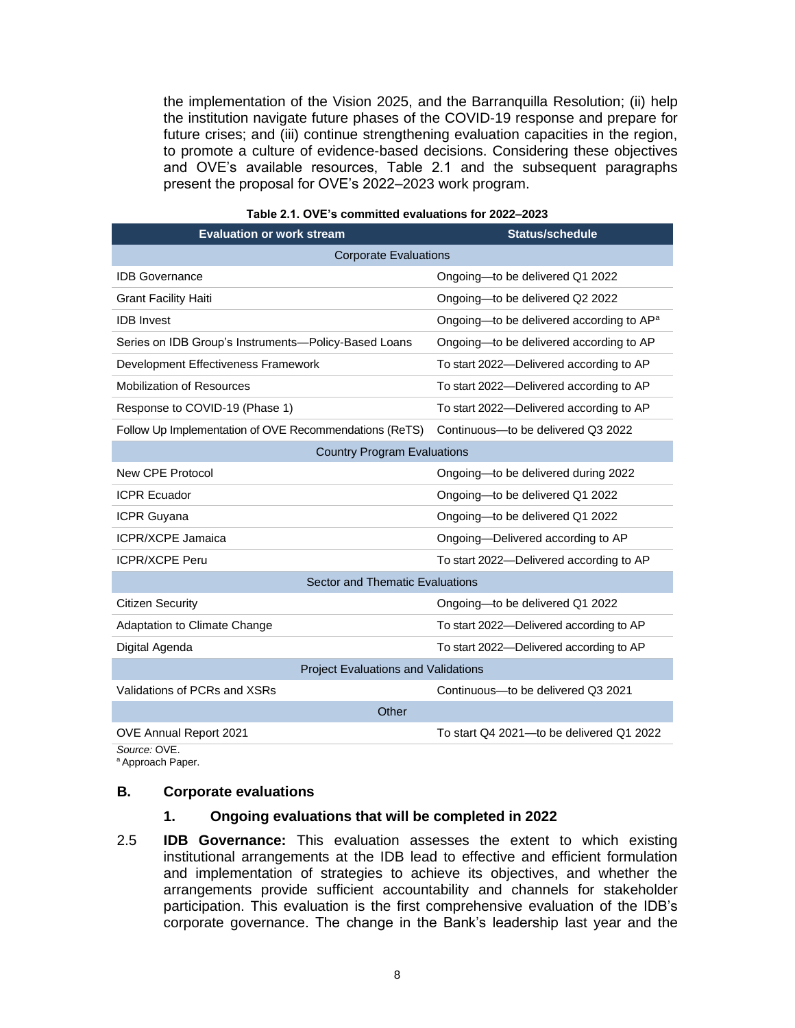the implementation of the Vision 2025, and the Barranquilla Resolution; (ii) help the institution navigate future phases of the COVID-19 response and prepare for future crises; and (iii) continue strengthening evaluation capacities in the region, to promote a culture of evidence-based decisions. Considering these objectives and OVE's available resources, Table 2.1 and the subsequent paragraphs present the proposal for OVE's 2022–2023 work program.

**Table 2.1. OVE's committed evaluations for 2022–2023**

| Evaluation or work stream | Status/schedule |
|---|---|
| Corporate Evaluations | |
| IDB Governance | Ongoing—to be delivered Q1 2022 |
| Grant Facility Haiti | Ongoing—to be delivered Q2 2022 |
| IDB Invest | Ongoing—to be delivered according to AP[a] |
| Series on IDB Group's Instruments—Policy-Based Loans | Ongoing—to be delivered according to AP |
| Development Effectiveness Framework | To start 2022—Delivered according to AP |
| Mobilization of Resources | To start 2022—Delivered according to AP |
| Response to COVID-19 (Phase 1) | To start 2022—Delivered according to AP |
| Follow Up Implementation of OVE Recommendations (ReTS) | Continuous—to be delivered Q3 2022 |
| Country Program Evaluations | |
| New CPE Protocol | Ongoing—to be delivered during 2022 |
| ICPR Ecuador | Ongoing—to be delivered Q1 2022 |
| ICPR Guyana | Ongoing—to be delivered Q1 2022 |
| ICPR/XCPE Jamaica | Ongoing—Delivered according to AP |
| ICPR/XCPE Peru | To start 2022—Delivered according to AP |
| Sector and Thematic Evaluations | |
| Citizen Security | Ongoing—to be delivered Q1 2022 |
| Adaptation to Climate Change | To start 2022—Delivered according to AP |
| Digital Agenda | To start 2022—Delivered according to AP |
| Project Evaluations and Validations | |
| Validations of PCRs and XSRs | Continuous—to be delivered Q3 2021 |
| Other | |
| OVE Annual Report 2021 | To start Q4 2021—to be delivered Q1 2022 |

*Source:* OVE.
[a] Approach Paper.

## B. Corporate evaluations

### 1. Ongoing evaluations that will be completed in 2022

2.5 **IDB Governance:** This evaluation assesses the extent to which existing institutional arrangements at the IDB lead to effective and efficient formulation and implementation of strategies to achieve its objectives, and whether the arrangements provide sufficient accountability and channels for stakeholder participation. This evaluation is the first comprehensive evaluation of the IDB's corporate governance. The change in the Bank's leadership last year and the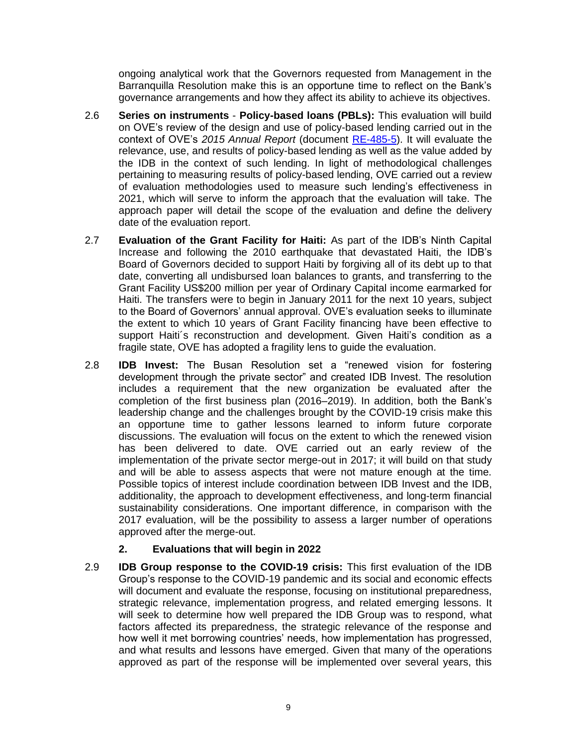ongoing analytical work that the Governors requested from Management in the Barranquilla Resolution make this is an opportune time to reflect on the Bank's governance arrangements and how they affect its ability to achieve its objectives.

2.6 **Series on instruments** - **Policy-based loans (PBLs):** This evaluation will build on OVE's review of the design and use of policy-based lending carried out in the context of OVE's *2015 Annual Report* (document [RE-485-5](RE-485-5)). It will evaluate the relevance, use, and results of policy-based lending as well as the value added by the IDB in the context of such lending. In light of methodological challenges pertaining to measuring results of policy-based lending, OVE carried out a review of evaluation methodologies used to measure such lending's effectiveness in 2021, which will serve to inform the approach that the evaluation will take. The approach paper will detail the scope of the evaluation and define the delivery date of the evaluation report.

2.7 **Evaluation of the Grant Facility for Haiti:** As part of the IDB's Ninth Capital Increase and following the 2010 earthquake that devastated Haiti, the IDB's Board of Governors decided to support Haiti by forgiving all of its debt up to that date, converting all undisbursed loan balances to grants, and transferring to the Grant Facility US$200 million per year of Ordinary Capital income earmarked for Haiti. The transfers were to begin in January 2011 for the next 10 years, subject to the Board of Governors' annual approval. OVE's evaluation seeks to illuminate the extent to which 10 years of Grant Facility financing have been effective to support Haiti´s reconstruction and development. Given Haiti's condition as a fragile state, OVE has adopted a fragility lens to guide the evaluation.

2.8 **IDB Invest:** The Busan Resolution set a "renewed vision for fostering development through the private sector" and created IDB Invest. The resolution includes a requirement that the new organization be evaluated after the completion of the first business plan (2016–2019). In addition, both the Bank's leadership change and the challenges brought by the COVID-19 crisis make this an opportune time to gather lessons learned to inform future corporate discussions. The evaluation will focus on the extent to which the renewed vision has been delivered to date. OVE carried out an early review of the implementation of the private sector merge-out in 2017; it will build on that study and will be able to assess aspects that were not mature enough at the time. Possible topics of interest include coordination between IDB Invest and the IDB, additionality, the approach to development effectiveness, and long-term financial sustainability considerations. One important difference, in comparison with the 2017 evaluation, will be the possibility to assess a larger number of operations approved after the merge-out.

### 2. Evaluations that will begin in 2022

2.9 **IDB Group response to the COVID-19 crisis:** This first evaluation of the IDB Group's response to the COVID-19 pandemic and its social and economic effects will document and evaluate the response, focusing on institutional preparedness, strategic relevance, implementation progress, and related emerging lessons. It will seek to determine how well prepared the IDB Group was to respond, what factors affected its preparedness, the strategic relevance of the response and how well it met borrowing countries' needs, how implementation has progressed, and what results and lessons have emerged. Given that many of the operations approved as part of the response will be implemented over several years, this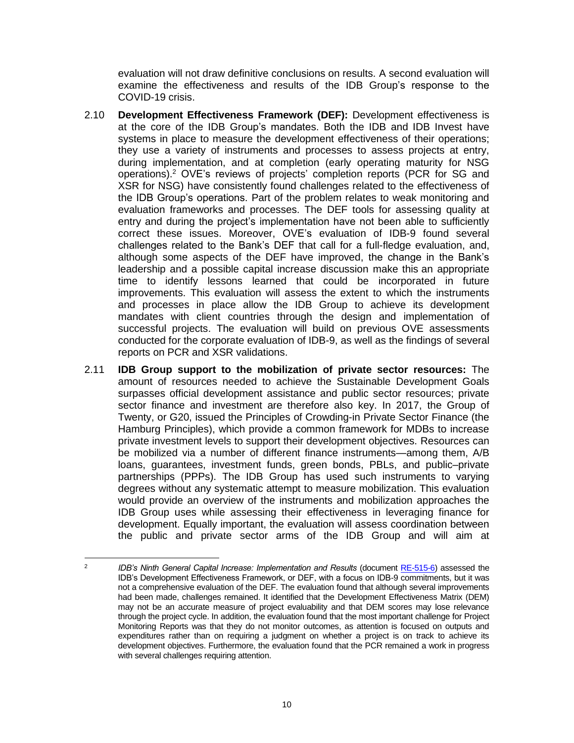evaluation will not draw definitive conclusions on results. A second evaluation will examine the effectiveness and results of the IDB Group's response to the COVID-19 crisis.

2.10 **Development Effectiveness Framework (DEF):** Development effectiveness is at the core of the IDB Group's mandates. Both the IDB and IDB Invest have systems in place to measure the development effectiveness of their operations; they use a variety of instruments and processes to assess projects at entry, during implementation, and at completion (early operating maturity for NSG operations).[2] OVE's reviews of projects' completion reports (PCR for SG and XSR for NSG) have consistently found challenges related to the effectiveness of the IDB Group's operations. Part of the problem relates to weak monitoring and evaluation frameworks and processes. The DEF tools for assessing quality at entry and during the project's implementation have not been able to sufficiently correct these issues. Moreover, OVE's evaluation of IDB-9 found several challenges related to the Bank's DEF that call for a full-fledge evaluation, and, although some aspects of the DEF have improved, the change in the Bank's leadership and a possible capital increase discussion make this an appropriate time to identify lessons learned that could be incorporated in future improvements. This evaluation will assess the extent to which the instruments and processes in place allow the IDB Group to achieve its development mandates with client countries through the design and implementation of successful projects. The evaluation will build on previous OVE assessments conducted for the corporate evaluation of IDB-9, as well as the findings of several reports on PCR and XSR validations.

2.11 **IDB Group support to the mobilization of private sector resources:** The amount of resources needed to achieve the Sustainable Development Goals surpasses official development assistance and public sector resources; private sector finance and investment are therefore also key. In 2017, the Group of Twenty, or G20, issued the Principles of Crowding-in Private Sector Finance (the Hamburg Principles), which provide a common framework for MDBs to increase private investment levels to support their development objectives. Resources can be mobilized via a number of different finance instruments—among them, A/B loans, guarantees, investment funds, green bonds, PBLs, and public–private partnerships (PPPs). The IDB Group has used such instruments to varying degrees without any systematic attempt to measure mobilization. This evaluation would provide an overview of the instruments and mobilization approaches the IDB Group uses while assessing their effectiveness in leveraging finance for development. Equally important, the evaluation will assess coordination between the public and private sector arms of the IDB Group and will aim at

---

[2] *IDB's Ninth General Capital Increase: Implementation and Results* (document RE-515-6) assessed the IDB's Development Effectiveness Framework, or DEF, with a focus on IDB-9 commitments, but it was not a comprehensive evaluation of the DEF. The evaluation found that although several improvements had been made, challenges remained. It identified that the Development Effectiveness Matrix (DEM) may not be an accurate measure of project evaluability and that DEM scores may lose relevance through the project cycle. In addition, the evaluation found that the most important challenge for Project Monitoring Reports was that they do not monitor outcomes, as attention is focused on outputs and expenditures rather than on requiring a judgment on whether a project is on track to achieve its development objectives. Furthermore, the evaluation found that the PCR remained a work in progress with several challenges requiring attention.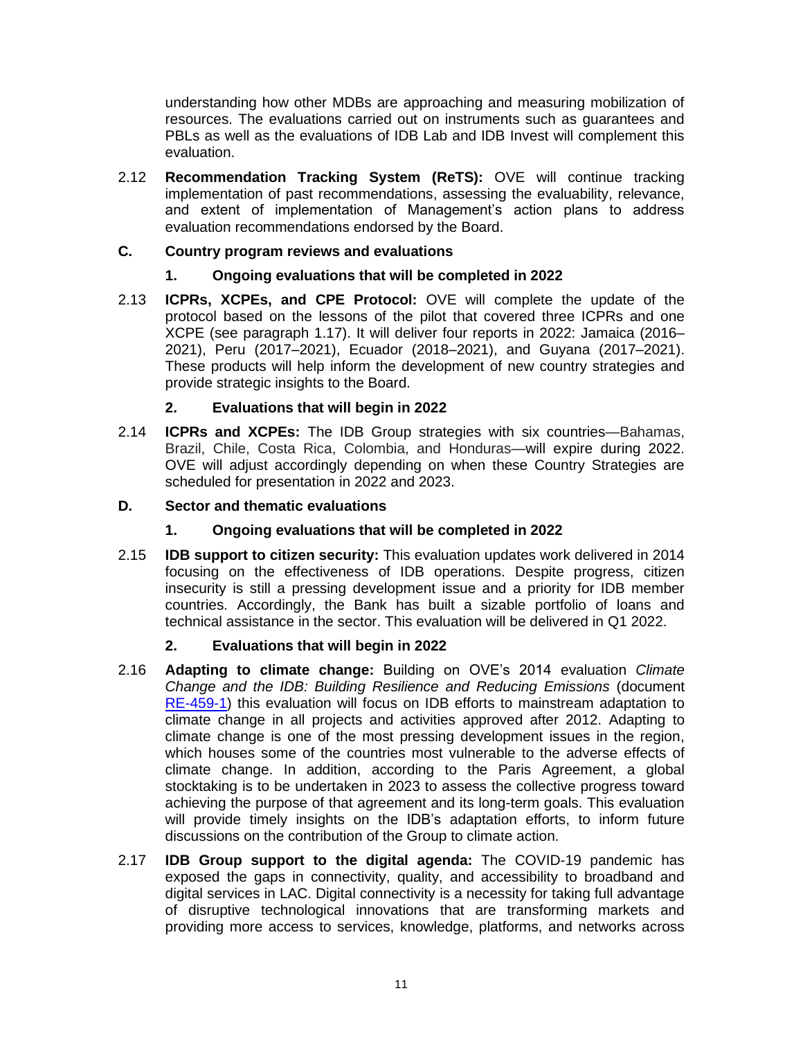understanding how other MDBs are approaching and measuring mobilization of resources. The evaluations carried out on instruments such as guarantees and PBLs as well as the evaluations of IDB Lab and IDB Invest will complement this evaluation.

2.12 **Recommendation Tracking System (ReTS):** OVE will continue tracking implementation of past recommendations, assessing the evaluability, relevance, and extent of implementation of Management's action plans to address evaluation recommendations endorsed by the Board.

### C. Country program reviews and evaluations

#### 1. Ongoing evaluations that will be completed in 2022

2.13 **ICPRs, XCPEs, and CPE Protocol:** OVE will complete the update of the protocol based on the lessons of the pilot that covered three ICPRs and one XCPE (see paragraph 1.17). It will deliver four reports in 2022: Jamaica (2016–2021), Peru (2017–2021), Ecuador (2018–2021), and Guyana (2017–2021). These products will help inform the development of new country strategies and provide strategic insights to the Board.

#### 2. Evaluations that will begin in 2022

2.14 **ICPRs and XCPEs:** The IDB Group strategies with six countries—Bahamas, Brazil, Chile, Costa Rica, Colombia, and Honduras—will expire during 2022. OVE will adjust accordingly depending on when these Country Strategies are scheduled for presentation in 2022 and 2023.

### D. Sector and thematic evaluations

#### 1. Ongoing evaluations that will be completed in 2022

2.15 **IDB support to citizen security:** This evaluation updates work delivered in 2014 focusing on the effectiveness of IDB operations. Despite progress, citizen insecurity is still a pressing development issue and a priority for IDB member countries. Accordingly, the Bank has built a sizable portfolio of loans and technical assistance in the sector. This evaluation will be delivered in Q1 2022.

#### 2. Evaluations that will begin in 2022

2.16 **Adapting to climate change:** Building on OVE's 2014 evaluation *Climate Change and the IDB: Building Resilience and Reducing Emissions* (document RE-459-1) this evaluation will focus on IDB efforts to mainstream adaptation to climate change in all projects and activities approved after 2012. Adapting to climate change is one of the most pressing development issues in the region, which houses some of the countries most vulnerable to the adverse effects of climate change. In addition, according to the Paris Agreement, a global stocktaking is to be undertaken in 2023 to assess the collective progress toward achieving the purpose of that agreement and its long-term goals. This evaluation will provide timely insights on the IDB's adaptation efforts, to inform future discussions on the contribution of the Group to climate action.

2.17 **IDB Group support to the digital agenda:** The COVID-19 pandemic has exposed the gaps in connectivity, quality, and accessibility to broadband and digital services in LAC. Digital connectivity is a necessity for taking full advantage of disruptive technological innovations that are transforming markets and providing more access to services, knowledge, platforms, and networks across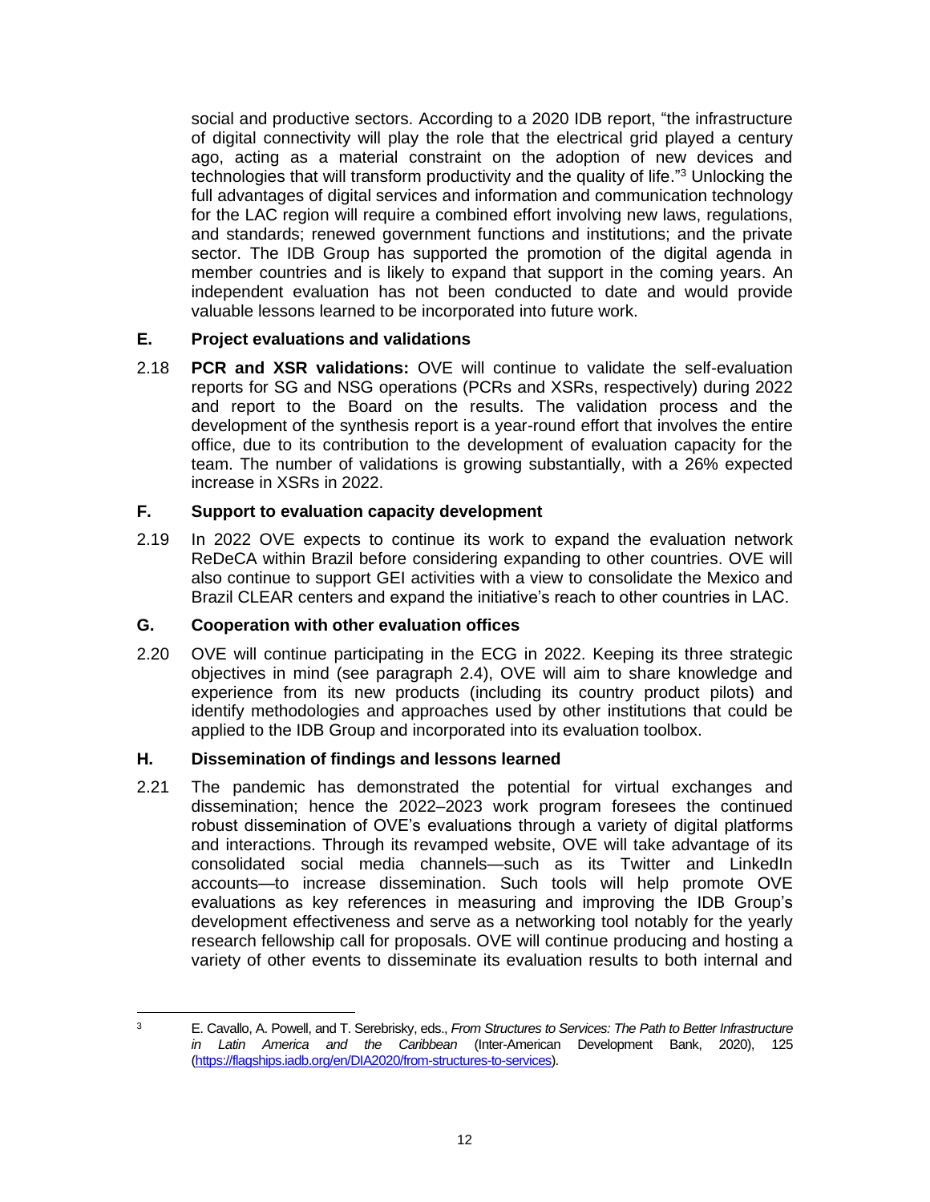social and productive sectors. According to a 2020 IDB report, "the infrastructure of digital connectivity will play the role that the electrical grid played a century ago, acting as a material constraint on the adoption of new devices and technologies that will transform productivity and the quality of life."[3] Unlocking the full advantages of digital services and information and communication technology for the LAC region will require a combined effort involving new laws, regulations, and standards; renewed government functions and institutions; and the private sector. The IDB Group has supported the promotion of the digital agenda in member countries and is likely to expand that support in the coming years. An independent evaluation has not been conducted to date and would provide valuable lessons learned to be incorporated into future work.

### E. Project evaluations and validations

2.18 **PCR and XSR validations:** OVE will continue to validate the self-evaluation reports for SG and NSG operations (PCRs and XSRs, respectively) during 2022 and report to the Board on the results. The validation process and the development of the synthesis report is a year-round effort that involves the entire office, due to its contribution to the development of evaluation capacity for the team. The number of validations is growing substantially, with a 26% expected increase in XSRs in 2022.

### F. Support to evaluation capacity development

2.19 In 2022 OVE expects to continue its work to expand the evaluation network ReDeCA within Brazil before considering expanding to other countries. OVE will also continue to support GEI activities with a view to consolidate the Mexico and Brazil CLEAR centers and expand the initiative's reach to other countries in LAC.

### G. Cooperation with other evaluation offices

2.20 OVE will continue participating in the ECG in 2022. Keeping its three strategic objectives in mind (see paragraph 2.4), OVE will aim to share knowledge and experience from its new products (including its country product pilots) and identify methodologies and approaches used by other institutions that could be applied to the IDB Group and incorporated into its evaluation toolbox.

### H. Dissemination of findings and lessons learned

2.21 The pandemic has demonstrated the potential for virtual exchanges and dissemination; hence the 2022–2023 work program foresees the continued robust dissemination of OVE's evaluations through a variety of digital platforms and interactions. Through its revamped website, OVE will take advantage of its consolidated social media channels—such as its Twitter and LinkedIn accounts—to increase dissemination. Such tools will help promote OVE evaluations as key references in measuring and improving the IDB Group's development effectiveness and serve as a networking tool notably for the yearly research fellowship call for proposals. OVE will continue producing and hosting a variety of other events to disseminate its evaluation results to both internal and

---

[3] E. Cavallo, A. Powell, and T. Serebrisky, eds., *From Structures to Services: The Path to Better Infrastructure in Latin America and the Caribbean* (Inter-American Development Bank, 2020), 125 (https://flagships.iadb.org/en/DIA2020/from-structures-to-services).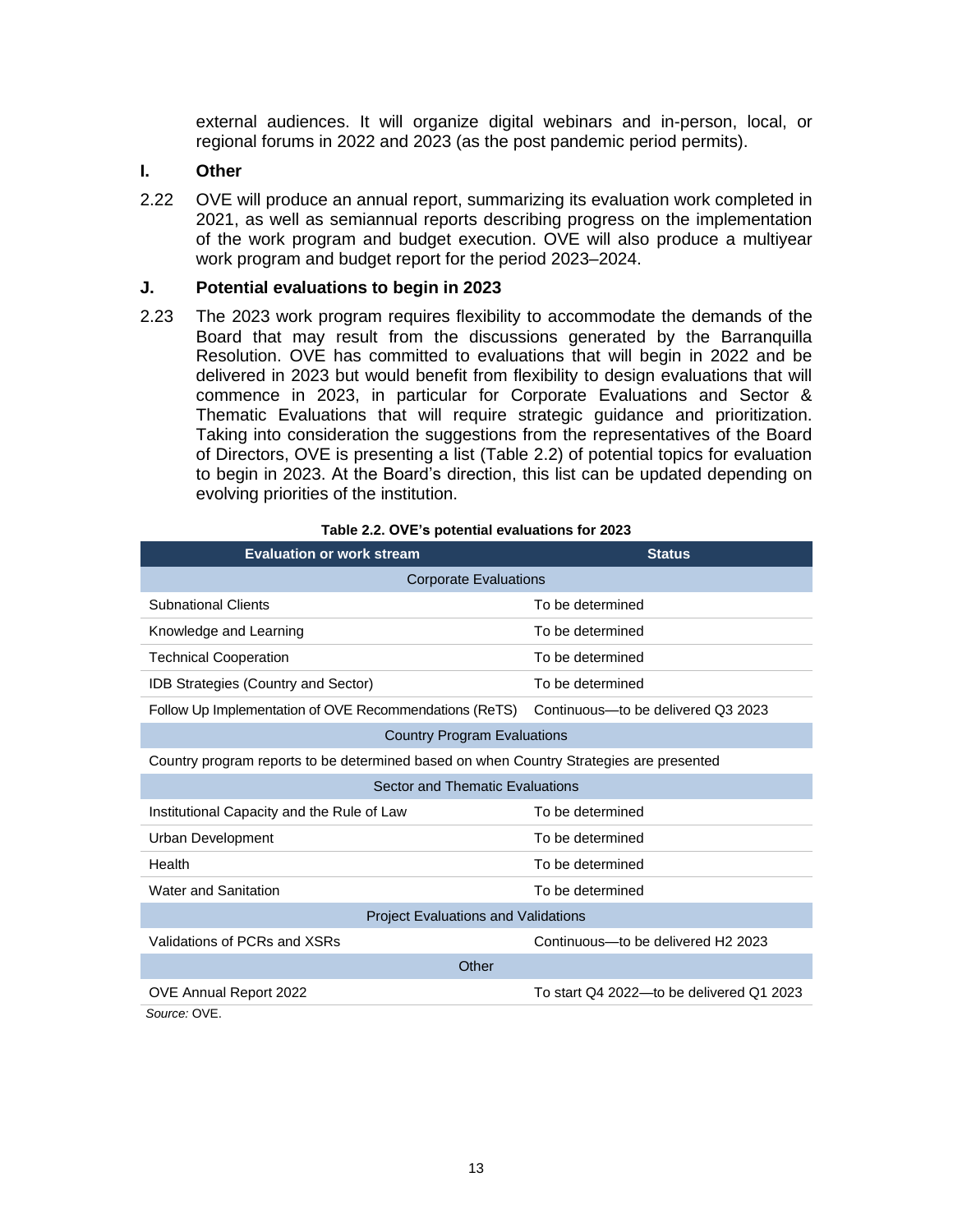external audiences. It will organize digital webinars and in-person, local, or regional forums in 2022 and 2023 (as the post pandemic period permits).

## I. Other

2.22 OVE will produce an annual report, summarizing its evaluation work completed in 2021, as well as semiannual reports describing progress on the implementation of the work program and budget execution. OVE will also produce a multiyear work program and budget report for the period 2023–2024.

## J. Potential evaluations to begin in 2023

2.23 The 2023 work program requires flexibility to accommodate the demands of the Board that may result from the discussions generated by the Barranquilla Resolution. OVE has committed to evaluations that will begin in 2022 and be delivered in 2023 but would benefit from flexibility to design evaluations that will commence in 2023, in particular for Corporate Evaluations and Sector & Thematic Evaluations that will require strategic guidance and prioritization. Taking into consideration the suggestions from the representatives of the Board of Directors, OVE is presenting a list (Table 2.2) of potential topics for evaluation to begin in 2023. At the Board's direction, this list can be updated depending on evolving priorities of the institution.

**Table 2.2. OVE's potential evaluations for 2023**

| Evaluation or work stream | Status |
|---|---|
| Corporate Evaluations | |
| Subnational Clients | To be determined |
| Knowledge and Learning | To be determined |
| Technical Cooperation | To be determined |
| IDB Strategies (Country and Sector) | To be determined |
| Follow Up Implementation of OVE Recommendations (ReTS) | Continuous—to be delivered Q3 2023 |
| Country Program Evaluations | |
| Country program reports to be determined based on when Country Strategies are presented | |
| Sector and Thematic Evaluations | |
| Institutional Capacity and the Rule of Law | To be determined |
| Urban Development | To be determined |
| Health | To be determined |
| Water and Sanitation | To be determined |
| Project Evaluations and Validations | |
| Validations of PCRs and XSRs | Continuous—to be delivered H2 2023 |
| Other | |
| OVE Annual Report 2022 | To start Q4 2022—to be delivered Q1 2023 |

*Source:* OVE.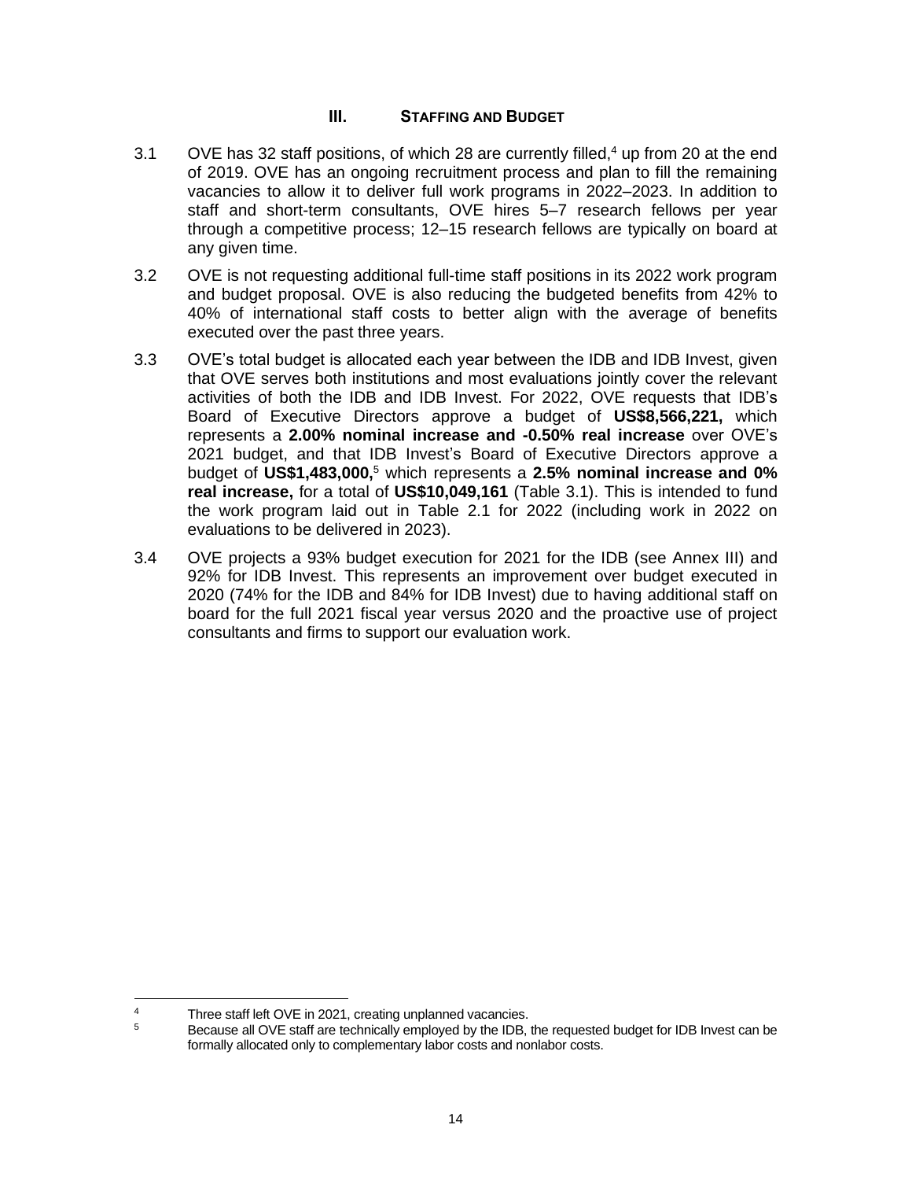## III. STAFFING AND BUDGET

3.1 OVE has 32 staff positions, of which 28 are currently filled,[4] up from 20 at the end of 2019. OVE has an ongoing recruitment process and plan to fill the remaining vacancies to allow it to deliver full work programs in 2022–2023. In addition to staff and short-term consultants, OVE hires 5–7 research fellows per year through a competitive process; 12–15 research fellows are typically on board at any given time.

3.2 OVE is not requesting additional full-time staff positions in its 2022 work program and budget proposal. OVE is also reducing the budgeted benefits from 42% to 40% of international staff costs to better align with the average of benefits executed over the past three years.

3.3 OVE's total budget is allocated each year between the IDB and IDB Invest, given that OVE serves both institutions and most evaluations jointly cover the relevant activities of both the IDB and IDB Invest. For 2022, OVE requests that IDB's Board of Executive Directors approve a budget of **US$8,566,221,** which represents a **2.00% nominal increase and -0.50% real increase** over OVE's 2021 budget, and that IDB Invest's Board of Executive Directors approve a budget of **US$1,483,000,**[5] which represents a **2.5% nominal increase and 0% real increase,** for a total of **US$10,049,161** (Table 3.1). This is intended to fund the work program laid out in Table 2.1 for 2022 (including work in 2022 on evaluations to be delivered in 2023).

3.4 OVE projects a 93% budget execution for 2021 for the IDB (see Annex III) and 92% for IDB Invest. This represents an improvement over budget executed in 2020 (74% for the IDB and 84% for IDB Invest) due to having additional staff on board for the full 2021 fiscal year versus 2020 and the proactive use of project consultants and firms to support our evaluation work.

---

[4] Three staff left OVE in 2021, creating unplanned vacancies.

[5] Because all OVE staff are technically employed by the IDB, the requested budget for IDB Invest can be formally allocated only to complementary labor costs and nonlabor costs.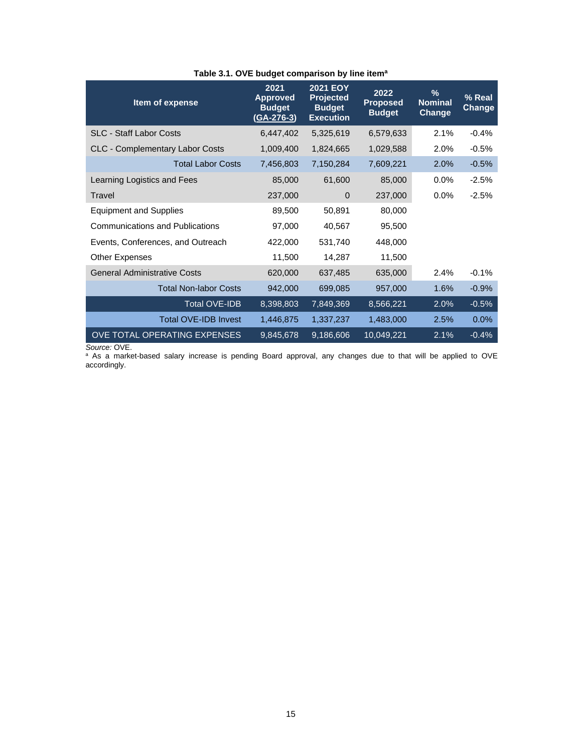**Table 3.1. OVE budget comparison by line item[a]**

| Item of expense | 2021 Approved Budget (GA-276-3) | 2021 EOY Projected Budget Execution | 2022 Proposed Budget | % Nominal Change | % Real Change |
|---|---|---|---|---|---|
| SLC - Staff Labor Costs | 6,447,402 | 5,325,619 | 6,579,633 | 2.1% | -0.4% |
| CLC - Complementary Labor Costs | 1,009,400 | 1,824,665 | 1,029,588 | 2.0% | -0.5% |
| Total Labor Costs | 7,456,803 | 7,150,284 | 7,609,221 | 2.0% | -0.5% |
| Learning Logistics and Fees | 85,000 | 61,600 | 85,000 | 0.0% | -2.5% |
| Travel | 237,000 | 0 | 237,000 | 0.0% | -2.5% |
| Equipment and Supplies | 89,500 | 50,891 | 80,000 | | |
| Communications and Publications | 97,000 | 40,567 | 95,500 | | |
| Events, Conferences, and Outreach | 422,000 | 531,740 | 448,000 | | |
| Other Expenses | 11,500 | 14,287 | 11,500 | | |
| General Administrative Costs | 620,000 | 637,485 | 635,000 | 2.4% | -0.1% |
| Total Non-labor Costs | 942,000 | 699,085 | 957,000 | 1.6% | -0.9% |
| Total OVE-IDB | 8,398,803 | 7,849,369 | 8,566,221 | 2.0% | -0.5% |
| Total OVE-IDB Invest | 1,446,875 | 1,337,237 | 1,483,000 | 2.5% | 0.0% |
| OVE TOTAL OPERATING EXPENSES | 9,845,678 | 9,186,606 | 10,049,221 | 2.1% | -0.4% |

*Source:* OVE.

[a] As a market-based salary increase is pending Board approval, any changes due to that will be applied to OVE accordingly.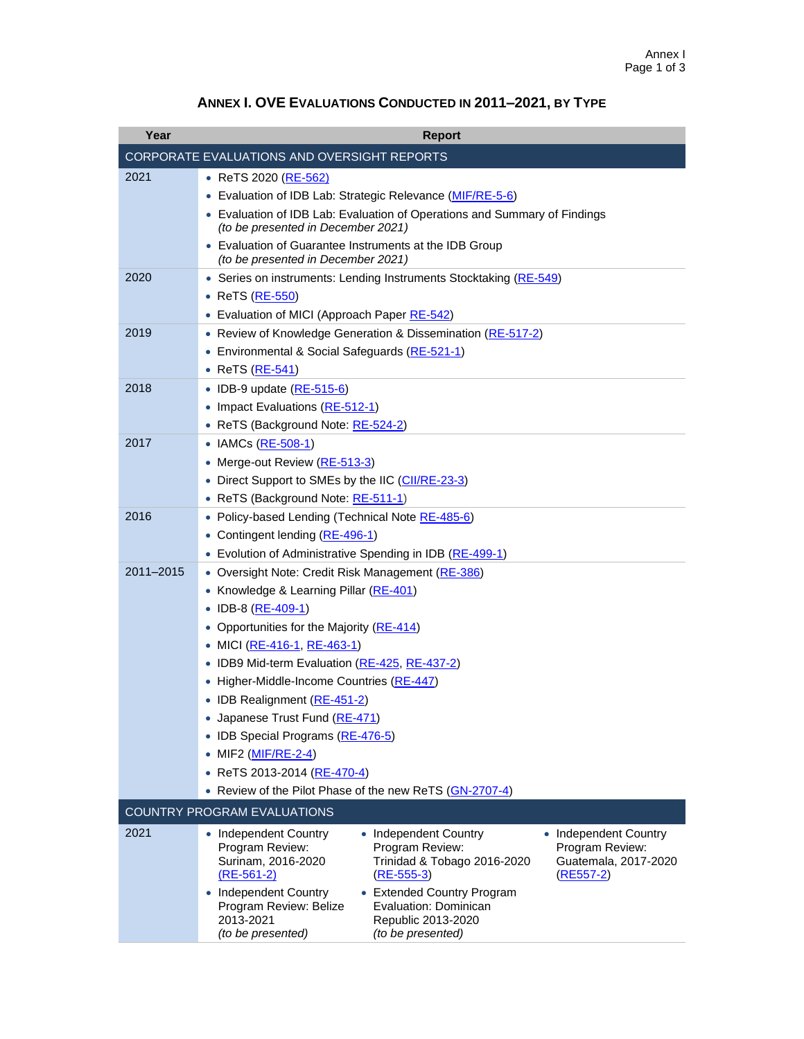## ANNEX I. OVE EVALUATIONS CONDUCTED IN 2011–2021, BY TYPE

| Year | Report |
|---|---|
| **CORPORATE EVALUATIONS AND OVERSIGHT REPORTS** | |
| 2021 | • ReTS 2020 (RE-562)<br>• Evaluation of IDB Lab: Strategic Relevance (MIF/RE-5-6)<br>• Evaluation of IDB Lab: Evaluation of Operations and Summary of Findings *(to be presented in December 2021)*<br>• Evaluation of Guarantee Instruments at the IDB Group *(to be presented in December 2021)* |
| 2020 | • Series on instruments: Lending Instruments Stocktaking (RE-549)<br>• ReTS (RE-550)<br>• Evaluation of MICI (Approach Paper RE-542) |
| 2019 | • Review of Knowledge Generation & Dissemination (RE-517-2)<br>• Environmental & Social Safeguards (RE-521-1)<br>• ReTS (RE-541) |
| 2018 | • IDB-9 update (RE-515-6)<br>• Impact Evaluations (RE-512-1)<br>• ReTS (Background Note: RE-524-2) |
| 2017 | • IAMCs (RE-508-1)<br>• Merge-out Review (RE-513-3)<br>• Direct Support to SMEs by the IIC (CII/RE-23-3)<br>• ReTS (Background Note: RE-511-1) |
| 2016 | • Policy-based Lending (Technical Note RE-485-6)<br>• Contingent lending (RE-496-1)<br>• Evolution of Administrative Spending in IDB (RE-499-1) |
| 2011–2015 | • Oversight Note: Credit Risk Management (RE-386)<br>• Knowledge & Learning Pillar (RE-401)<br>• IDB-8 (RE-409-1)<br>• Opportunities for the Majority (RE-414)<br>• MICI (RE-416-1, RE-463-1)<br>• IDB9 Mid-term Evaluation (RE-425, RE-437-2)<br>• Higher-Middle-Income Countries (RE-447)<br>• IDB Realignment (RE-451-2)<br>• Japanese Trust Fund (RE-471)<br>• IDB Special Programs (RE-476-5)<br>• MIF2 (MIF/RE-2-4)<br>• ReTS 2013-2014 (RE-470-4)<br>• Review of the Pilot Phase of the new ReTS (GN-2707-4) |
| **COUNTRY PROGRAM EVALUATIONS** | |
| 2021 | • Independent Country Program Review: Surinam, 2016-2020 (RE-561-2)<br>• Independent Country Program Review: Belize 2013-2021 *(to be presented)*<br>• Independent Country Program Review: Trinidad & Tobago 2016-2020 (RE-555-3)<br>• Extended Country Program Evaluation: Dominican Republic 2013-2020 *(to be presented)*<br>• Independent Country Program Review: Guatemala, 2017-2020 (RE557-2) |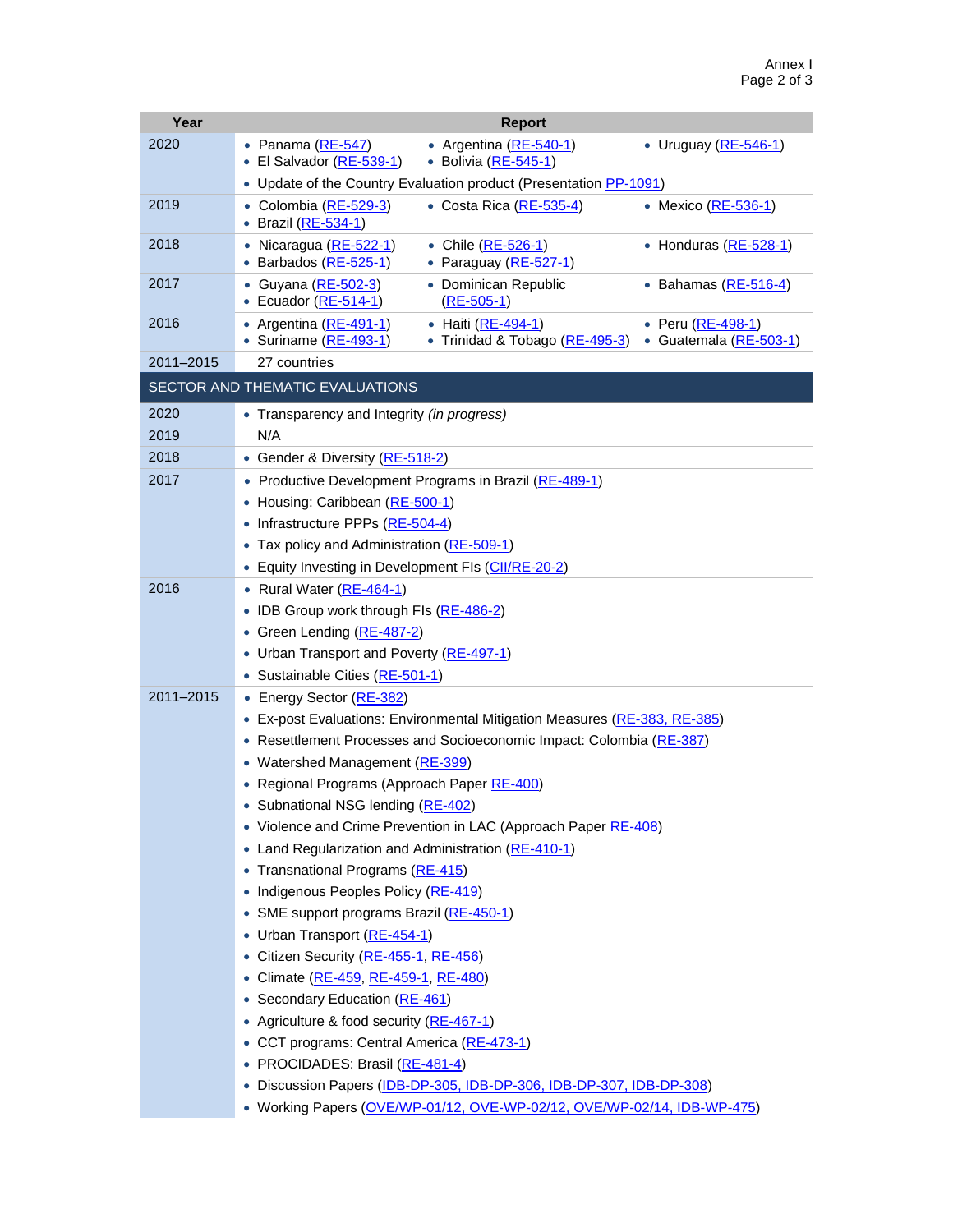| Year | Report |
|---|---|
| 2020 | • Panama (RE-547) • El Salvador (RE-539-1) • Argentina (RE-540-1) • Bolivia (RE-545-1) • Uruguay (RE-546-1) • Update of the Country Evaluation product (Presentation PP-1091) |
| 2019 | • Colombia (RE-529-3) • Brazil (RE-534-1) • Costa Rica (RE-535-4) • Mexico (RE-536-1) |
| 2018 | • Nicaragua (RE-522-1) • Barbados (RE-525-1) • Chile (RE-526-1) • Paraguay (RE-527-1) • Honduras (RE-528-1) |
| 2017 | • Guyana (RE-502-3) • Ecuador (RE-514-1) • Dominican Republic (RE-505-1) • Bahamas (RE-516-4) |
| 2016 | • Argentina (RE-491-1) • Suriname (RE-493-1) • Haiti (RE-494-1) • Trinidad & Tobago (RE-495-3) • Peru (RE-498-1) • Guatemala (RE-503-1) |
| 2011–2015 | 27 countries |
| **SECTOR AND THEMATIC EVALUATIONS** | |
| 2020 | • Transparency and Integrity *(in progress)* |
| 2019 | N/A |
| 2018 | • Gender & Diversity (RE-518-2) |
| 2017 | • Productive Development Programs in Brazil (RE-489-1) • Housing: Caribbean (RE-500-1) • Infrastructure PPPs (RE-504-4) • Tax policy and Administration (RE-509-1) • Equity Investing in Development FIs (CII/RE-20-2) |
| 2016 | • Rural Water (RE-464-1) • IDB Group work through FIs (RE-486-2) • Green Lending (RE-487-2) • Urban Transport and Poverty (RE-497-1) • Sustainable Cities (RE-501-1) |
| 2011–2015 | • Energy Sector (RE-382) • Ex-post Evaluations: Environmental Mitigation Measures (RE-383, RE-385) • Resettlement Processes and Socioeconomic Impact: Colombia (RE-387) • Watershed Management (RE-399) • Regional Programs (Approach Paper RE-400) • Subnational NSG lending (RE-402) • Violence and Crime Prevention in LAC (Approach Paper RE-408) • Land Regularization and Administration (RE-410-1) • Transnational Programs (RE-415) • Indigenous Peoples Policy (RE-419) • SME support programs Brazil (RE-450-1) • Urban Transport (RE-454-1) • Citizen Security (RE-455-1, RE-456) • Climate (RE-459, RE-459-1, RE-480) • Secondary Education (RE-461) • Agriculture & food security (RE-467-1) • CCT programs: Central America (RE-473-1) • PROCIDADES: Brasil (RE-481-4) • Discussion Papers (IDB-DP-305, IDB-DP-306, IDB-DP-307, IDB-DP-308) • Working Papers (OVE/WP-01/12, OVE-WP-02/12, OVE/WP-02/14, IDB-WP-475) |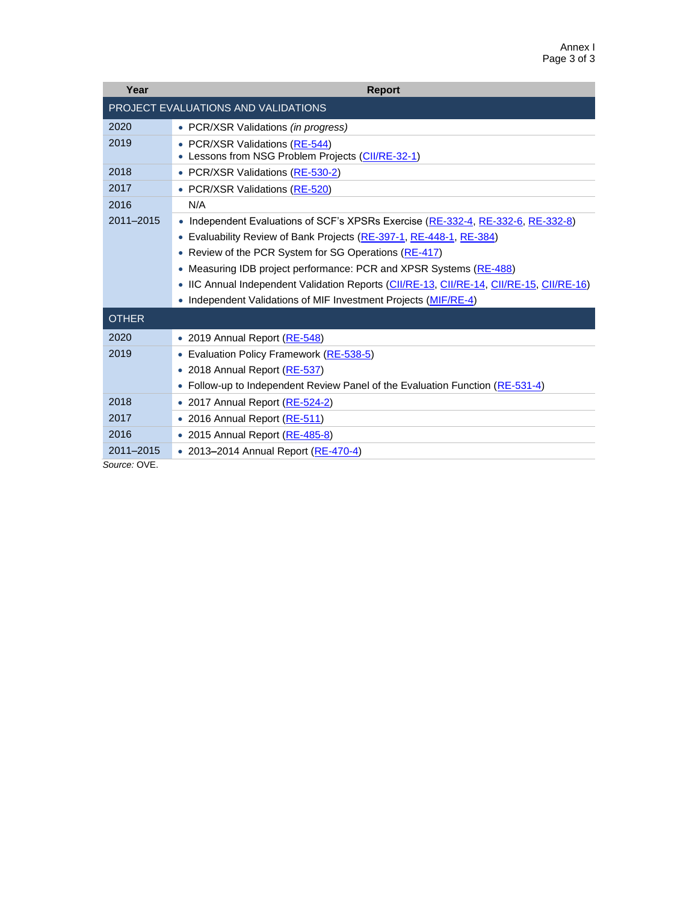| Year | Report |
|---|---|
| PROJECT EVALUATIONS AND VALIDATIONS | |
| 2020 | • PCR/XSR Validations *(in progress)* |
| 2019 | • PCR/XSR Validations (RE-544)<br>• Lessons from NSG Problem Projects (CII/RE-32-1) |
| 2018 | • PCR/XSR Validations (RE-530-2) |
| 2017 | • PCR/XSR Validations (RE-520) |
| 2016 | N/A |
| 2011–2015 | • Independent Evaluations of SCF's XPSRs Exercise (RE-332-4, RE-332-6, RE-332-8)<br>• Evaluability Review of Bank Projects (RE-397-1, RE-448-1, RE-384)<br>• Review of the PCR System for SG Operations (RE-417)<br>• Measuring IDB project performance: PCR and XPSR Systems (RE-488)<br>• IIC Annual Independent Validation Reports (CII/RE-13, CII/RE-14, CII/RE-15, CII/RE-16)<br>• Independent Validations of MIF Investment Projects (MIF/RE-4) |
| OTHER | |
| 2020 | • 2019 Annual Report (RE-548) |
| 2019 | • Evaluation Policy Framework (RE-538-5)<br>• 2018 Annual Report (RE-537)<br>• Follow-up to Independent Review Panel of the Evaluation Function (RE-531-4) |
| 2018 | • 2017 Annual Report (RE-524-2) |
| 2017 | • 2016 Annual Report (RE-511) |
| 2016 | • 2015 Annual Report (RE-485-8) |
| 2011–2015 | • 2013–2014 Annual Report (RE-470-4) |

*Source:* OVE.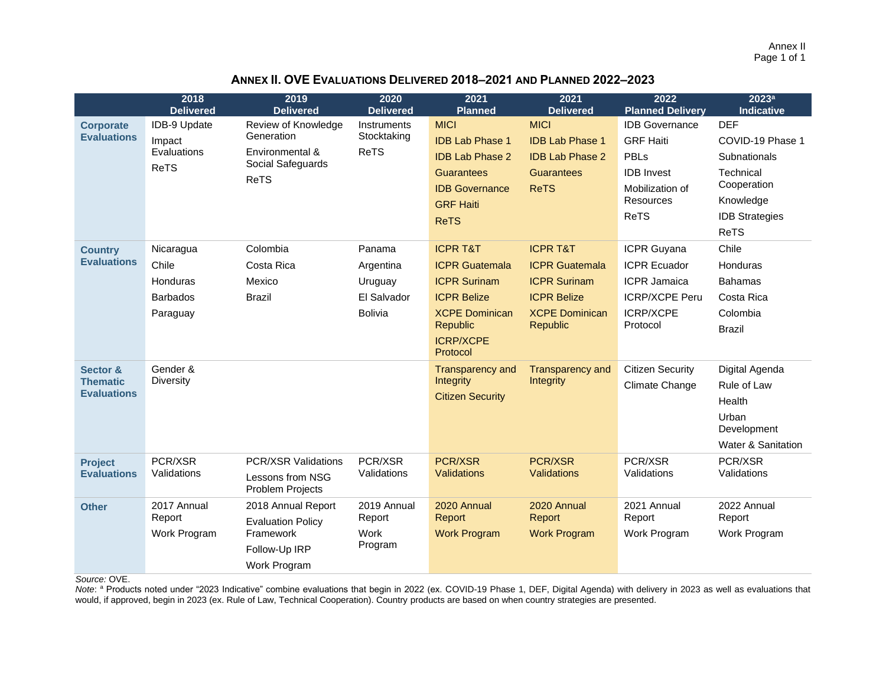## ANNEX II. OVE EVALUATIONS DELIVERED 2018–2021 AND PLANNED 2022–2023

| | 2018 Delivered | 2019 Delivered | 2020 Delivered | 2021 Planned | 2021 Delivered | 2022 Planned Delivery | 2023[a] Indicative |
|---|---|---|---|---|---|---|---|
| **Corporate Evaluations** | IDB-9 Update<br>Impact Evaluations<br>ReTS | Review of Knowledge Generation<br>Environmental & Social Safeguards<br>ReTS | Instruments Stocktaking<br>ReTS | MICI<br>IDB Lab Phase 1<br>IDB Lab Phase 2<br>Guarantees<br>IDB Governance<br>GRF Haiti<br>ReTS | MICI<br>IDB Lab Phase 1<br>IDB Lab Phase 2<br>Guarantees<br>ReTS | IDB Governance<br>GRF Haiti<br>PBLs<br>IDB Invest<br>Mobilization of Resources<br>ReTS | DEF<br>COVID-19 Phase 1<br>Subnationals<br>Technical Cooperation<br>Knowledge<br>IDB Strategies<br>ReTS |
| **Country Evaluations** | Nicaragua<br>Chile<br>Honduras<br>Barbados<br>Paraguay | Colombia<br>Costa Rica<br>Mexico<br>Brazil | Panama<br>Argentina<br>Uruguay<br>El Salvador<br>Bolivia | ICPR T&T<br>ICPR Guatemala<br>ICPR Surinam<br>ICPR Belize<br>XCPE Dominican Republic<br>ICRP/XCPE Protocol | ICPR T&T<br>ICPR Guatemala<br>ICPR Surinam<br>ICPR Belize<br>XCPE Dominican Republic | ICPR Guyana<br>ICPR Ecuador<br>ICPR Jamaica<br>ICRP/XCPE Peru<br>ICRP/XCPE Protocol | Chile<br>Honduras<br>Bahamas<br>Costa Rica<br>Colombia<br>Brazil |
| **Sector & Thematic Evaluations** | Gender & Diversity | | | Transparency and Integrity<br>Citizen Security | Transparency and Integrity | Citizen Security<br>Climate Change | Digital Agenda<br>Rule of Law<br>Health<br>Urban Development<br>Water & Sanitation |
| **Project Evaluations** | PCR/XSR Validations | PCR/XSR Validations<br>Lessons from NSG Problem Projects | PCR/XSR Validations | PCR/XSR Validations | PCR/XSR Validations | PCR/XSR Validations | PCR/XSR Validations |
| **Other** | 2017 Annual Report<br>Work Program | 2018 Annual Report<br>Evaluation Policy Framework<br>Follow-Up IRP<br>Work Program | 2019 Annual Report<br>Work Program | 2020 Annual Report<br>Work Program | 2020 Annual Report<br>Work Program | 2021 Annual Report<br>Work Program | 2022 Annual Report<br>Work Program |

*Source:* OVE.

*Note*: [a] Products noted under "2023 Indicative" combine evaluations that begin in 2022 (ex. COVID-19 Phase 1, DEF, Digital Agenda) with delivery in 2023 as well as evaluations that would, if approved, begin in 2023 (ex. Rule of Law, Technical Cooperation). Country products are based on when country strategies are presented.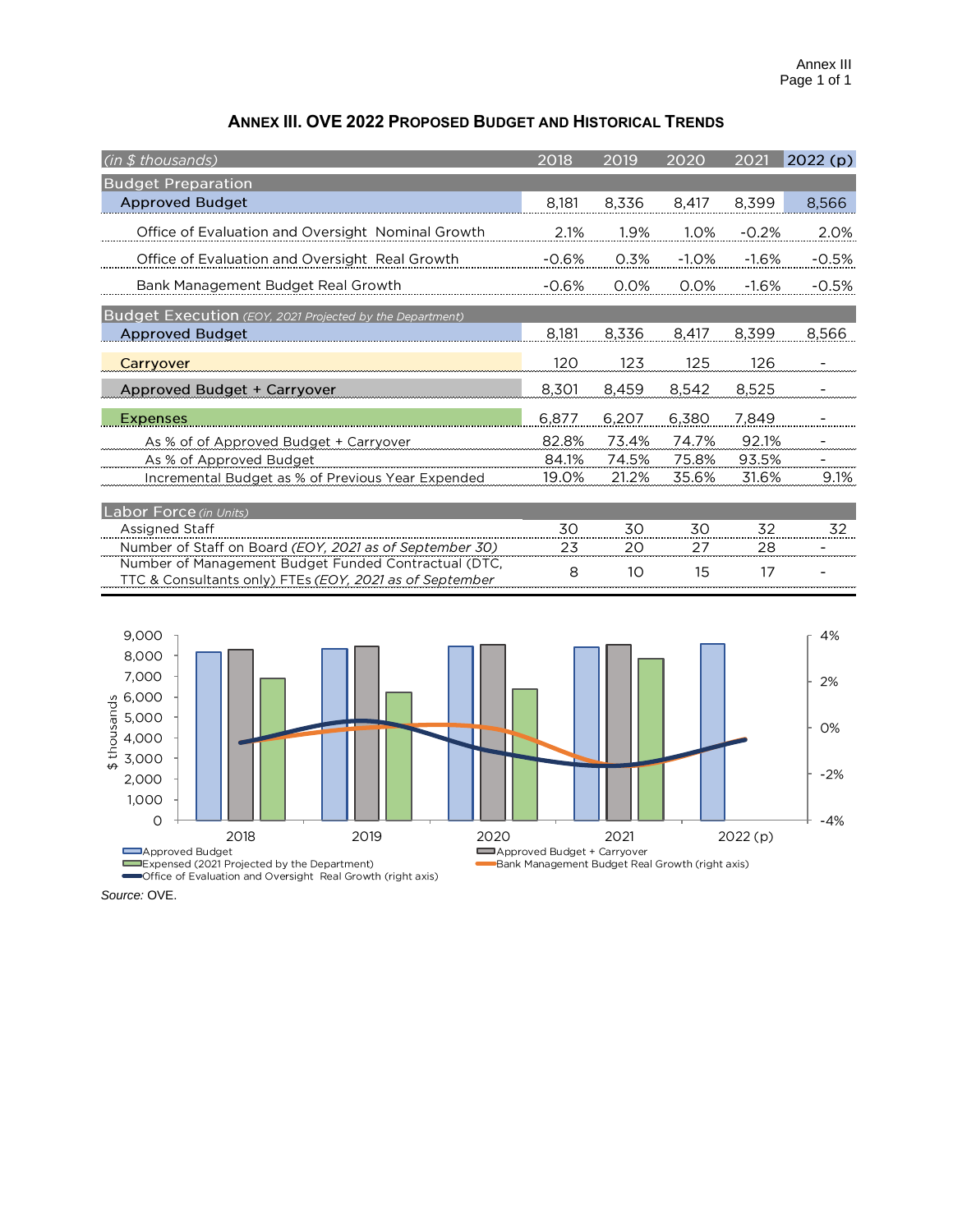## ANNEX III. OVE 2022 PROPOSED BUDGET AND HISTORICAL TRENDS

| *(in $ thousands)* | 2018 | 2019 | 2020 | 2021 | 2022 (p) |
|---|---|---|---|---|---|
| **Budget Preparation** | | | | | |
| Approved Budget | 8,181 | 8,336 | 8,417 | 8,399 | 8,566 |
| Office of Evaluation and Oversight Nominal Growth | 2.1% | 1.9% | 1.0% | -0.2% | 2.0% |
| Office of Evaluation and Oversight Real Growth | -0.6% | 0.3% | -1.0% | -1.6% | -0.5% |
| Bank Management Budget Real Growth | -0.6% | 0.0% | 0.0% | -1.6% | -0.5% |
| **Budget Execution** *(EOY, 2021 Projected by the Department)* | | | | | |
| Approved Budget | 8,181 | 8,336 | 8,417 | 8,399 | 8,566 |
| Carryover | 120 | 123 | 125 | 126 | - |
| Approved Budget + Carryover | 8,301 | 8,459 | 8,542 | 8,525 | - |
| Expenses | 6,877 | 6,207 | 6,380 | 7,849 | - |
| As % of of Approved Budget + Carryover | 82.8% | 73.4% | 74.7% | 92.1% | - |
| As % of Approved Budget | 84.1% | 74.5% | 75.8% | 93.5% | - |
| Incremental Budget as % of Previous Year Expended | 19.0% | 21.2% | 35.6% | 31.6% | 9.1% |
| **Labor Force** *(in Units)* | | | | | |
| Assigned Staff | 30 | 30 | 30 | 32 | 32 |
| Number of Staff on Board *(EOY, 2021 as of September 30)* | 23 | 20 | 27 | 28 | - |
| Number of Management Budget Funded Contractual (DTC, TTC & Consultants only) FTEs *(EOY, 2021 as of September* | 8 | 10 | 15 | 17 | - |

$ thousands
9,000
8,000
7,000
6,000
5,000
4,000
3,000
2,000
1,000
0

4%
2%
0%
-2%
-4%

2018
2019
2020
2021
2022 (p)

Approved Budget
Approved Budget + Carryover
Expensed (2021 Projected by the Department)
Bank Management Budget Real Growth (right axis)
Office of Evaluation and Oversight Real Growth (right axis)

*Source:* OVE.